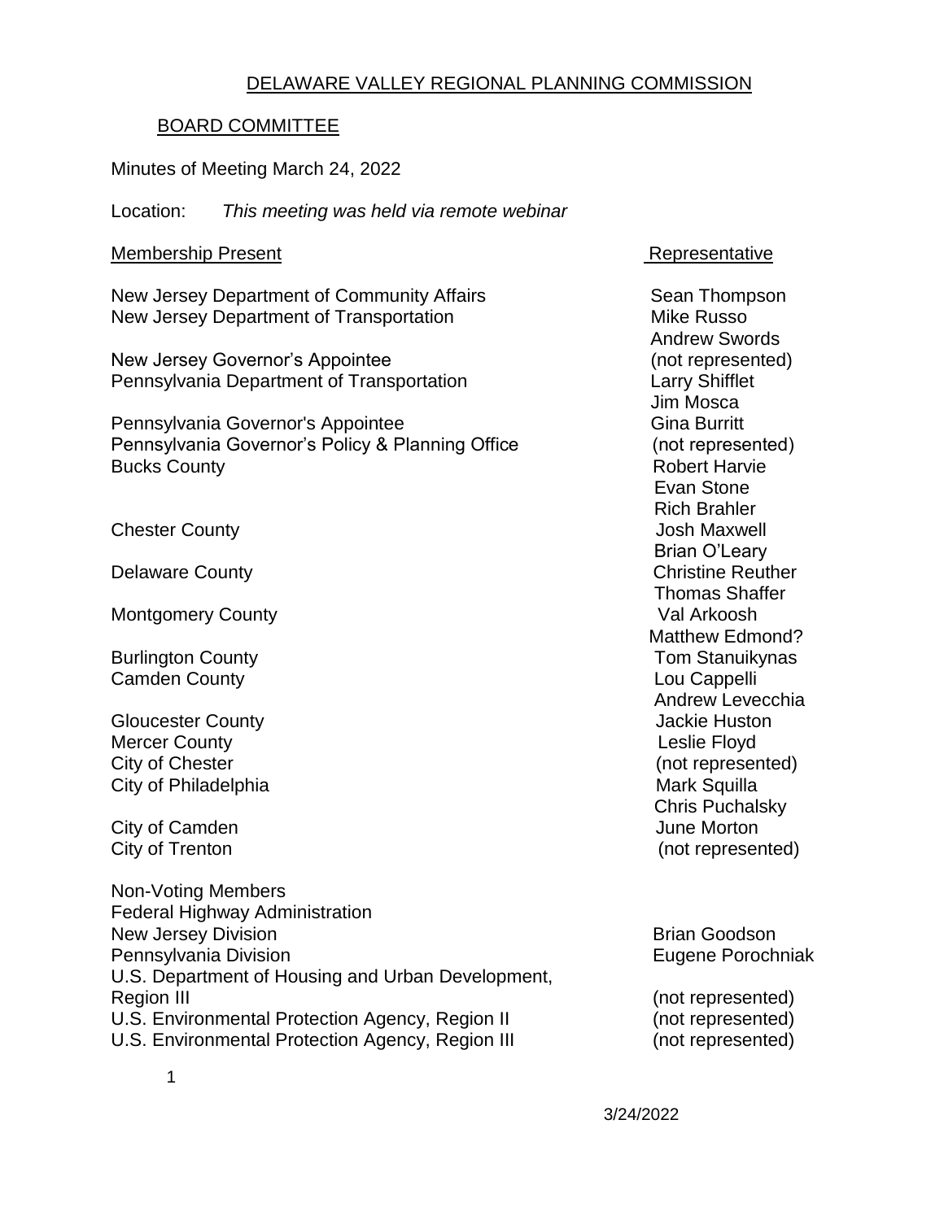DELAWARE VALLEY REGIONAL PLANNING COMMISSION

BOARD COMMITTEE

Minutes of Meeting March 24, 2022

Location: *This meeting was held via remote webinar*

| Membership Present | Representative |
|---|---|
| New Jersey Department of Community Affairs | Sean Thompson |
| New Jersey Department of Transportation | Mike Russo |
| | Andrew Swords |
| New Jersey Governor's Appointee | (not represented) |
| Pennsylvania Department of Transportation | Larry Shifflet |
| | Jim Mosca |
| Pennsylvania Governor's Appointee | Gina Burritt |
| Pennsylvania Governor's Policy & Planning Office | (not represented) |
| Bucks County | Robert Harvie |
| | Evan Stone |
| | Rich Brahler |
| Chester County | Josh Maxwell |
| | Brian O'Leary |
| Delaware County | Christine Reuther |
| | Thomas Shaffer |
| Montgomery County | Val Arkoosh |
| | Matthew Edmond? |
| Burlington County | Tom Stanuikynas |
| Camden County | Lou Cappelli |
| | Andrew Levecchia |
| Gloucester County | Jackie Huston |
| Mercer County | Leslie Floyd |
| City of Chester | (not represented) |
| City of Philadelphia | Mark Squilla |
| | Chris Puchalsky |
| City of Camden | June Morton |
| City of Trenton | (not represented) |

| Non-Voting Members | |
|---|---|
| Federal Highway Administration | |
| New Jersey Division | Brian Goodson |
| Pennsylvania Division | Eugene Porochniak |
| U.S. Department of Housing and Urban Development, Region III | (not represented) |
| U.S. Environmental Protection Agency, Region II | (not represented) |
| U.S. Environmental Protection Agency, Region III | (not represented) |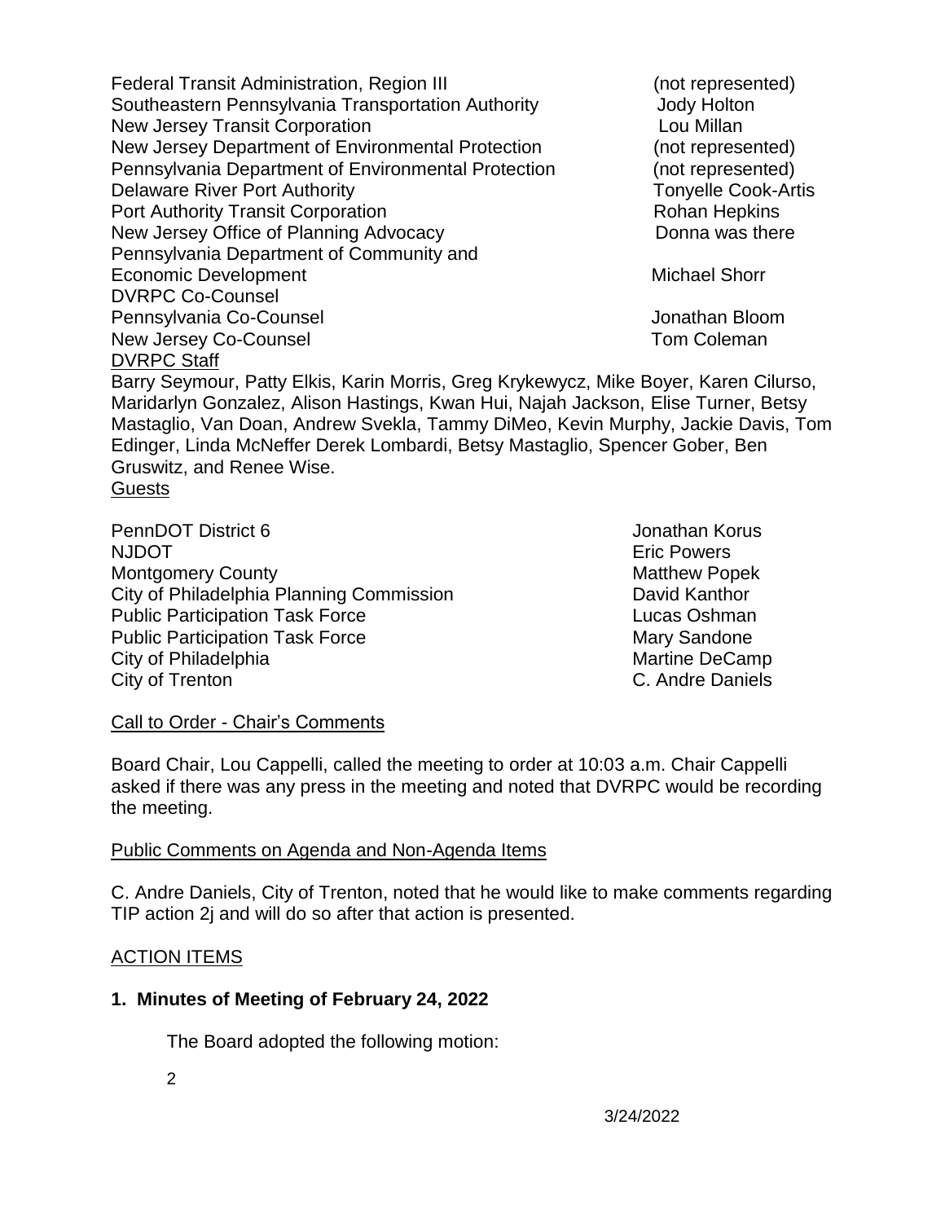| | |
|---|---|
| Federal Transit Administration, Region III | (not represented) |
| Southeastern Pennsylvania Transportation Authority | Jody Holton |
| New Jersey Transit Corporation | Lou Millan |
| New Jersey Department of Environmental Protection | (not represented) |
| Pennsylvania Department of Environmental Protection | (not represented) |
| Delaware River Port Authority | Tonyelle Cook-Artis |
| Port Authority Transit Corporation | Rohan Hepkins |
| New Jersey Office of Planning Advocacy | Donna was there |
| Pennsylvania Department of Community and Economic Development | Michael Shorr |
| DVRPC Co-Counsel | |
| Pennsylvania Co-Counsel | Jonathan Bloom |
| New Jersey Co-Counsel | Tom Coleman |

DVRPC Staff

Barry Seymour, Patty Elkis, Karin Morris, Greg Krykewycz, Mike Boyer, Karen Cilurso, Maridarlyn Gonzalez, Alison Hastings, Kwan Hui, Najah Jackson, Elise Turner, Betsy Mastaglio, Van Doan, Andrew Svekla, Tammy DiMeo, Kevin Murphy, Jackie Davis, Tom Edinger, Linda McNeffer Derek Lombardi, Betsy Mastaglio, Spencer Gober, Ben Gruswitz, and Renee Wise.

Guests

| | |
|---|---|
| PennDOT District 6 | Jonathan Korus |
| NJDOT | Eric Powers |
| Montgomery County | Matthew Popek |
| City of Philadelphia Planning Commission | David Kanthor |
| Public Participation Task Force | Lucas Oshman |
| Public Participation Task Force | Mary Sandone |
| City of Philadelphia | Martine DeCamp |
| City of Trenton | C. Andre Daniels |

Call to Order - Chair's Comments

Board Chair, Lou Cappelli, called the meeting to order at 10:03 a.m. Chair Cappelli asked if there was any press in the meeting and noted that DVRPC would be recording the meeting.

Public Comments on Agenda and Non-Agenda Items

C. Andre Daniels, City of Trenton, noted that he would like to make comments regarding TIP action 2j and will do so after that action is presented.

ACTION ITEMS

**1. Minutes of Meeting of February 24, 2022**

The Board adopted the following motion: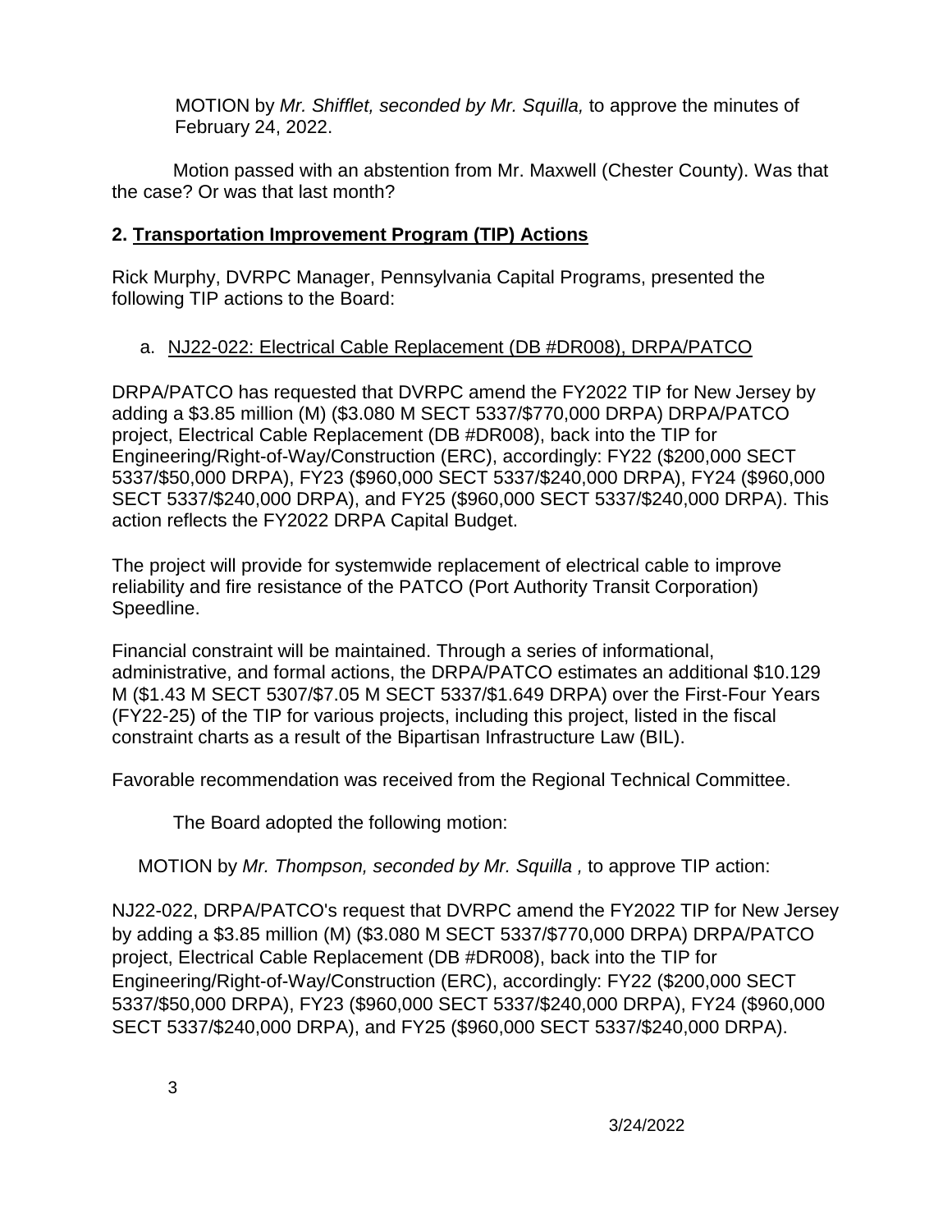MOTION by *Mr. Shifflet, seconded by Mr. Squilla,* to approve the minutes of February 24, 2022.

Motion passed with an abstention from Mr. Maxwell (Chester County). Was that the case? Or was that last month?

## 2. Transportation Improvement Program (TIP) Actions

Rick Murphy, DVRPC Manager, Pennsylvania Capital Programs, presented the following TIP actions to the Board:

a. NJ22-022: Electrical Cable Replacement (DB #DR008), DRPA/PATCO

DRPA/PATCO has requested that DVRPC amend the FY2022 TIP for New Jersey by adding a $3.85 million (M) ($3.080 M SECT 5337/$770,000 DRPA) DRPA/PATCO project, Electrical Cable Replacement (DB #DR008), back into the TIP for Engineering/Right-of-Way/Construction (ERC), accordingly: FY22 ($200,000 SECT 5337/$50,000 DRPA), FY23 ($960,000 SECT 5337/$240,000 DRPA), FY24 ($960,000 SECT 5337/$240,000 DRPA), and FY25 ($960,000 SECT 5337/$240,000 DRPA). This action reflects the FY2022 DRPA Capital Budget.

The project will provide for systemwide replacement of electrical cable to improve reliability and fire resistance of the PATCO (Port Authority Transit Corporation) Speedline.

Financial constraint will be maintained. Through a series of informational, administrative, and formal actions, the DRPA/PATCO estimates an additional $10.129 M ($1.43 M SECT 5307/$7.05 M SECT 5337/$1.649 DRPA) over the First-Four Years (FY22-25) of the TIP for various projects, including this project, listed in the fiscal constraint charts as a result of the Bipartisan Infrastructure Law (BIL).

Favorable recommendation was received from the Regional Technical Committee.

The Board adopted the following motion:

MOTION by *Mr. Thompson, seconded by Mr. Squilla ,* to approve TIP action:

NJ22-022, DRPA/PATCO's request that DVRPC amend the FY2022 TIP for New Jersey by adding a $3.85 million (M) ($3.080 M SECT 5337/$770,000 DRPA) DRPA/PATCO project, Electrical Cable Replacement (DB #DR008), back into the TIP for Engineering/Right-of-Way/Construction (ERC), accordingly: FY22 ($200,000 SECT 5337/$50,000 DRPA), FY23 ($960,000 SECT 5337/$240,000 DRPA), FY24 ($960,000 SECT 5337/$240,000 DRPA), and FY25 ($960,000 SECT 5337/$240,000 DRPA).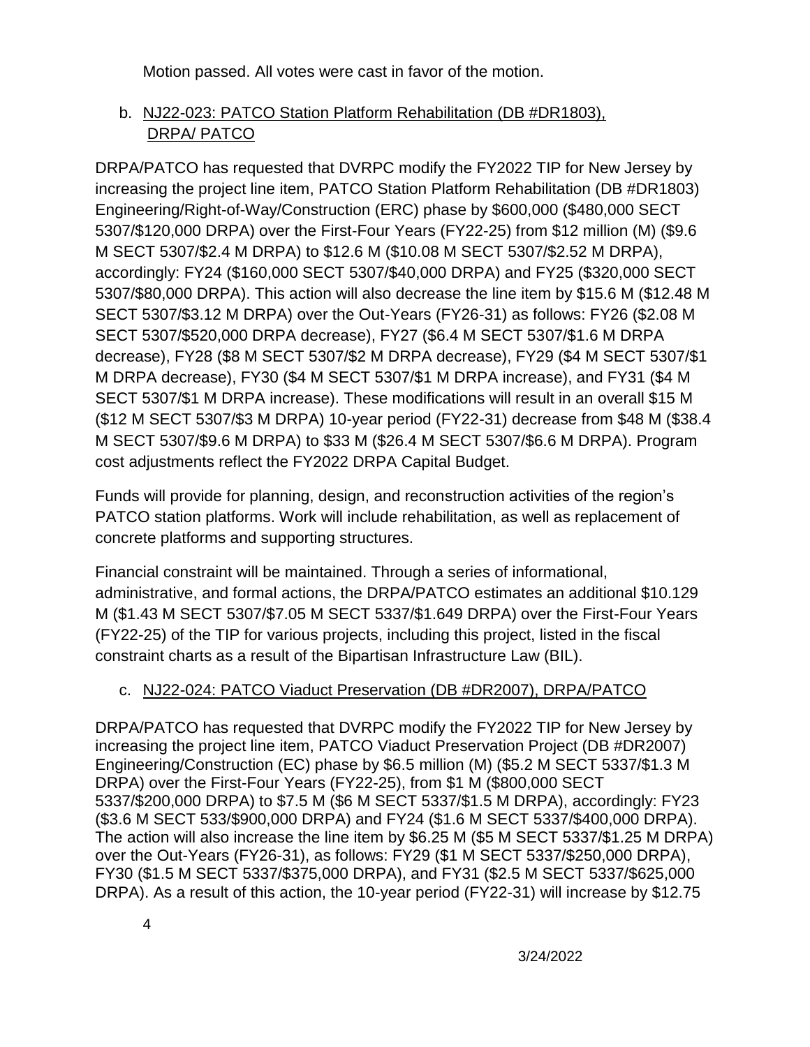Motion passed. All votes were cast in favor of the motion.

b. NJ22-023: PATCO Station Platform Rehabilitation (DB #DR1803), DRPA/ PATCO

DRPA/PATCO has requested that DVRPC modify the FY2022 TIP for New Jersey by increasing the project line item, PATCO Station Platform Rehabilitation (DB #DR1803) Engineering/Right-of-Way/Construction (ERC) phase by $600,000 ($480,000 SECT 5307/$120,000 DRPA) over the First-Four Years (FY22-25) from $12 million (M) ($9.6 M SECT 5307/$2.4 M DRPA) to $12.6 M ($10.08 M SECT 5307/$2.52 M DRPA), accordingly: FY24 ($160,000 SECT 5307/$40,000 DRPA) and FY25 ($320,000 SECT 5307/$80,000 DRPA). This action will also decrease the line item by $15.6 M ($12.48 M SECT 5307/$3.12 M DRPA) over the Out-Years (FY26-31) as follows: FY26 ($2.08 M SECT 5307/$520,000 DRPA decrease), FY27 ($6.4 M SECT 5307/$1.6 M DRPA decrease), FY28 ($8 M SECT 5307/$2 M DRPA decrease), FY29 ($4 M SECT 5307/$1 M DRPA decrease), FY30 ($4 M SECT 5307/$1 M DRPA increase), and FY31 ($4 M SECT 5307/$1 M DRPA increase). These modifications will result in an overall $15 M ($12 M SECT 5307/$3 M DRPA) 10-year period (FY22-31) decrease from $48 M ($38.4 M SECT 5307/$9.6 M DRPA) to $33 M ($26.4 M SECT 5307/$6.6 M DRPA). Program cost adjustments reflect the FY2022 DRPA Capital Budget.

Funds will provide for planning, design, and reconstruction activities of the region's PATCO station platforms. Work will include rehabilitation, as well as replacement of concrete platforms and supporting structures.

Financial constraint will be maintained. Through a series of informational, administrative, and formal actions, the DRPA/PATCO estimates an additional $10.129 M ($1.43 M SECT 5307/$7.05 M SECT 5337/$1.649 DRPA) over the First-Four Years (FY22-25) of the TIP for various projects, including this project, listed in the fiscal constraint charts as a result of the Bipartisan Infrastructure Law (BIL).

c. NJ22-024: PATCO Viaduct Preservation (DB #DR2007), DRPA/PATCO

DRPA/PATCO has requested that DVRPC modify the FY2022 TIP for New Jersey by increasing the project line item, PATCO Viaduct Preservation Project (DB #DR2007) Engineering/Construction (EC) phase by $6.5 million (M) ($5.2 M SECT 5337/$1.3 M DRPA) over the First-Four Years (FY22-25), from $1 M ($800,000 SECT 5337/$200,000 DRPA) to $7.5 M ($6 M SECT 5337/$1.5 M DRPA), accordingly: FY23 ($3.6 M SECT 533/$900,000 DRPA) and FY24 ($1.6 M SECT 5337/$400,000 DRPA). The action will also increase the line item by $6.25 M ($5 M SECT 5337/$1.25 M DRPA) over the Out-Years (FY26-31), as follows: FY29 ($1 M SECT 5337/$250,000 DRPA), FY30 ($1.5 M SECT 5337/$375,000 DRPA), and FY31 ($2.5 M SECT 5337/$625,000 DRPA). As a result of this action, the 10-year period (FY22-31) will increase by $12.75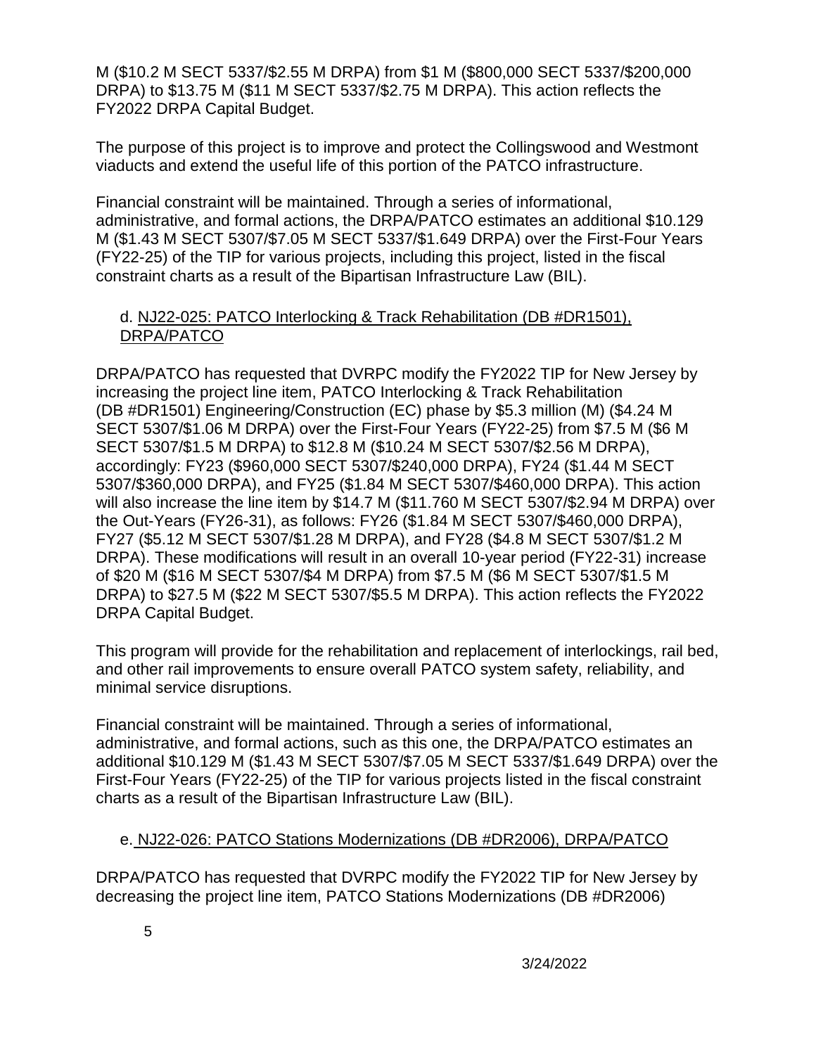M ($10.2 M SECT 5337/$2.55 M DRPA) from $1 M ($800,000 SECT 5337/$200,000 DRPA) to $13.75 M ($11 M SECT 5337/$2.75 M DRPA). This action reflects the FY2022 DRPA Capital Budget.

The purpose of this project is to improve and protect the Collingswood and Westmont viaducts and extend the useful life of this portion of the PATCO infrastructure.

Financial constraint will be maintained. Through a series of informational, administrative, and formal actions, the DRPA/PATCO estimates an additional $10.129 M ($1.43 M SECT 5307/$7.05 M SECT 5337/$1.649 DRPA) over the First-Four Years (FY22-25) of the TIP for various projects, including this project, listed in the fiscal constraint charts as a result of the Bipartisan Infrastructure Law (BIL).

d. NJ22-025: PATCO Interlocking & Track Rehabilitation (DB #DR1501), DRPA/PATCO

DRPA/PATCO has requested that DVRPC modify the FY2022 TIP for New Jersey by increasing the project line item, PATCO Interlocking & Track Rehabilitation (DB #DR1501) Engineering/Construction (EC) phase by $5.3 million (M) ($4.24 M SECT 5307/$1.06 M DRPA) over the First-Four Years (FY22-25) from $7.5 M ($6 M SECT 5307/$1.5 M DRPA) to $12.8 M ($10.24 M SECT 5307/$2.56 M DRPA), accordingly: FY23 ($960,000 SECT 5307/$240,000 DRPA), FY24 ($1.44 M SECT 5307/$360,000 DRPA), and FY25 ($1.84 M SECT 5307/$460,000 DRPA). This action will also increase the line item by $14.7 M ($11.760 M SECT 5307/$2.94 M DRPA) over the Out-Years (FY26-31), as follows: FY26 ($1.84 M SECT 5307/$460,000 DRPA), FY27 ($5.12 M SECT 5307/$1.28 M DRPA), and FY28 ($4.8 M SECT 5307/$1.2 M DRPA). These modifications will result in an overall 10-year period (FY22-31) increase of $20 M ($16 M SECT 5307/$4 M DRPA) from $7.5 M ($6 M SECT 5307/$1.5 M DRPA) to $27.5 M ($22 M SECT 5307/$5.5 M DRPA). This action reflects the FY2022 DRPA Capital Budget.

This program will provide for the rehabilitation and replacement of interlockings, rail bed, and other rail improvements to ensure overall PATCO system safety, reliability, and minimal service disruptions.

Financial constraint will be maintained. Through a series of informational, administrative, and formal actions, such as this one, the DRPA/PATCO estimates an additional $10.129 M ($1.43 M SECT 5307/$7.05 M SECT 5337/$1.649 DRPA) over the First-Four Years (FY22-25) of the TIP for various projects listed in the fiscal constraint charts as a result of the Bipartisan Infrastructure Law (BIL).

e. NJ22-026: PATCO Stations Modernizations (DB #DR2006), DRPA/PATCO

DRPA/PATCO has requested that DVRPC modify the FY2022 TIP for New Jersey by decreasing the project line item, PATCO Stations Modernizations (DB #DR2006)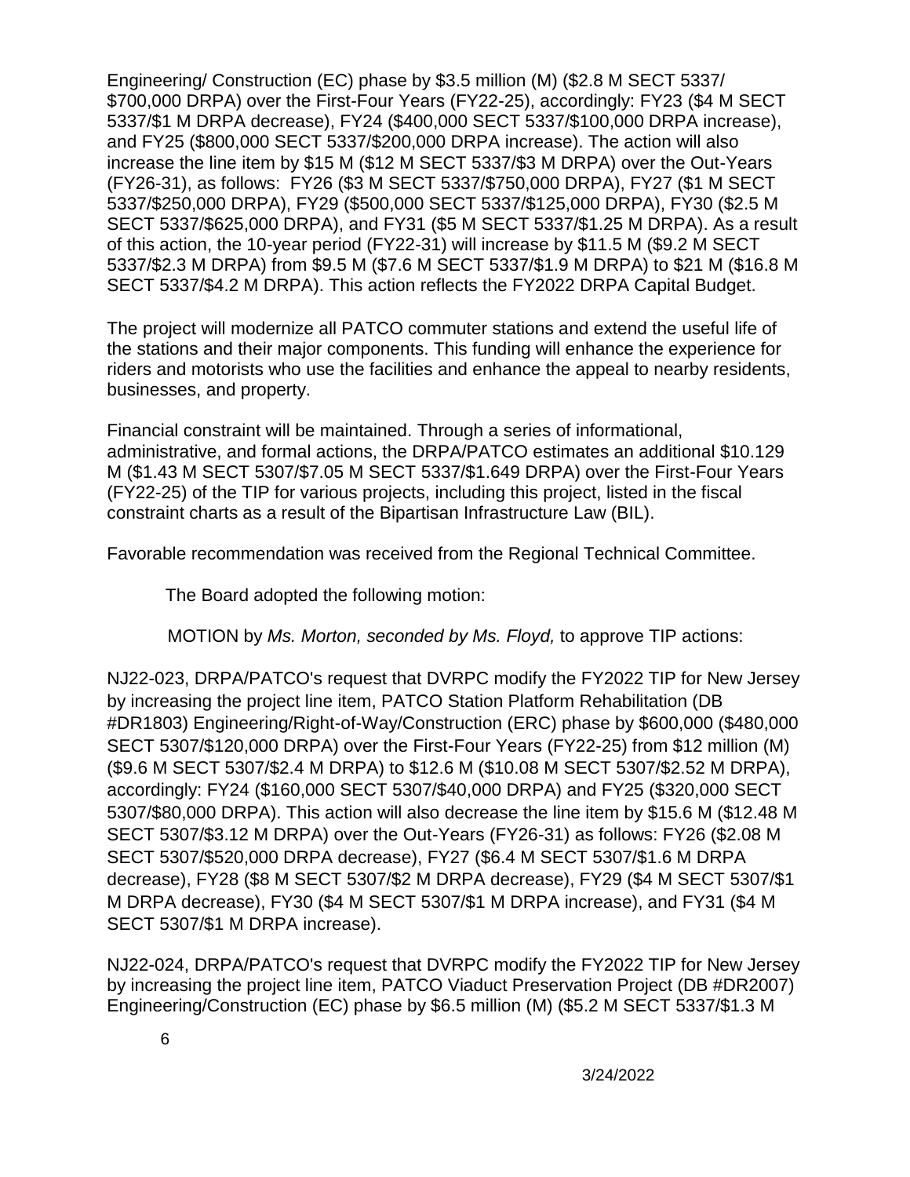Engineering/ Construction (EC) phase by $3.5 million (M) ($2.8 M SECT 5337/ $700,000 DRPA) over the First-Four Years (FY22-25), accordingly: FY23 ($4 M SECT 5337/$1 M DRPA decrease), FY24 ($400,000 SECT 5337/$100,000 DRPA increase), and FY25 ($800,000 SECT 5337/$200,000 DRPA increase). The action will also increase the line item by $15 M ($12 M SECT 5337/$3 M DRPA) over the Out-Years (FY26-31), as follows: FY26 ($3 M SECT 5337/$750,000 DRPA), FY27 ($1 M SECT 5337/$250,000 DRPA), FY29 ($500,000 SECT 5337/$125,000 DRPA), FY30 ($2.5 M SECT 5337/$625,000 DRPA), and FY31 ($5 M SECT 5337/$1.25 M DRPA). As a result of this action, the 10-year period (FY22-31) will increase by $11.5 M ($9.2 M SECT 5337/$2.3 M DRPA) from $9.5 M ($7.6 M SECT 5337/$1.9 M DRPA) to $21 M ($16.8 M SECT 5337/$4.2 M DRPA). This action reflects the FY2022 DRPA Capital Budget.

The project will modernize all PATCO commuter stations and extend the useful life of the stations and their major components. This funding will enhance the experience for riders and motorists who use the facilities and enhance the appeal to nearby residents, businesses, and property.

Financial constraint will be maintained. Through a series of informational, administrative, and formal actions, the DRPA/PATCO estimates an additional $10.129 M ($1.43 M SECT 5307/$7.05 M SECT 5337/$1.649 DRPA) over the First-Four Years (FY22-25) of the TIP for various projects, including this project, listed in the fiscal constraint charts as a result of the Bipartisan Infrastructure Law (BIL).

Favorable recommendation was received from the Regional Technical Committee.

The Board adopted the following motion:

MOTION by *Ms. Morton, seconded by Ms. Floyd,* to approve TIP actions:

NJ22-023, DRPA/PATCO's request that DVRPC modify the FY2022 TIP for New Jersey by increasing the project line item, PATCO Station Platform Rehabilitation (DB #DR1803) Engineering/Right-of-Way/Construction (ERC) phase by $600,000 ($480,000 SECT 5307/$120,000 DRPA) over the First-Four Years (FY22-25) from $12 million (M) ($9.6 M SECT 5307/$2.4 M DRPA) to $12.6 M ($10.08 M SECT 5307/$2.52 M DRPA), accordingly: FY24 ($160,000 SECT 5307/$40,000 DRPA) and FY25 ($320,000 SECT 5307/$80,000 DRPA). This action will also decrease the line item by $15.6 M ($12.48 M SECT 5307/$3.12 M DRPA) over the Out-Years (FY26-31) as follows: FY26 ($2.08 M SECT 5307/$520,000 DRPA decrease), FY27 ($6.4 M SECT 5307/$1.6 M DRPA decrease), FY28 ($8 M SECT 5307/$2 M DRPA decrease), FY29 ($4 M SECT 5307/$1 M DRPA decrease), FY30 ($4 M SECT 5307/$1 M DRPA increase), and FY31 ($4 M SECT 5307/$1 M DRPA increase).

NJ22-024, DRPA/PATCO's request that DVRPC modify the FY2022 TIP for New Jersey by increasing the project line item, PATCO Viaduct Preservation Project (DB #DR2007) Engineering/Construction (EC) phase by $6.5 million (M) ($5.2 M SECT 5337/$1.3 M

3/24/2022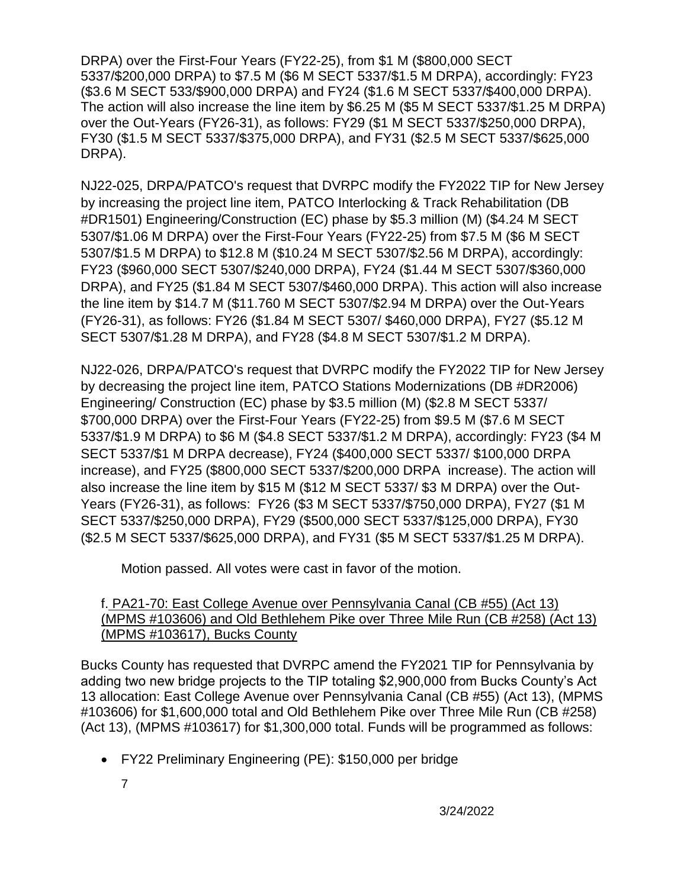DRPA) over the First-Four Years (FY22-25), from $1 M ($800,000 SECT 5337/$200,000 DRPA) to $7.5 M ($6 M SECT 5337/$1.5 M DRPA), accordingly: FY23 ($3.6 M SECT 533/$900,000 DRPA) and FY24 ($1.6 M SECT 5337/$400,000 DRPA). The action will also increase the line item by $6.25 M ($5 M SECT 5337/$1.25 M DRPA) over the Out-Years (FY26-31), as follows: FY29 ($1 M SECT 5337/$250,000 DRPA), FY30 ($1.5 M SECT 5337/$375,000 DRPA), and FY31 ($2.5 M SECT 5337/$625,000 DRPA).

NJ22-025, DRPA/PATCO's request that DVRPC modify the FY2022 TIP for New Jersey by increasing the project line item, PATCO Interlocking & Track Rehabilitation (DB #DR1501) Engineering/Construction (EC) phase by $5.3 million (M) ($4.24 M SECT 5307/$1.06 M DRPA) over the First-Four Years (FY22-25) from $7.5 M ($6 M SECT 5307/$1.5 M DRPA) to $12.8 M ($10.24 M SECT 5307/$2.56 M DRPA), accordingly: FY23 ($960,000 SECT 5307/$240,000 DRPA), FY24 ($1.44 M SECT 5307/$360,000 DRPA), and FY25 ($1.84 M SECT 5307/$460,000 DRPA). This action will also increase the line item by $14.7 M ($11.760 M SECT 5307/$2.94 M DRPA) over the Out-Years (FY26-31), as follows: FY26 ($1.84 M SECT 5307/ $460,000 DRPA), FY27 ($5.12 M SECT 5307/$1.28 M DRPA), and FY28 ($4.8 M SECT 5307/$1.2 M DRPA).

NJ22-026, DRPA/PATCO's request that DVRPC modify the FY2022 TIP for New Jersey by decreasing the project line item, PATCO Stations Modernizations (DB #DR2006) Engineering/ Construction (EC) phase by $3.5 million (M) ($2.8 M SECT 5337/ $700,000 DRPA) over the First-Four Years (FY22-25) from $9.5 M ($7.6 M SECT 5337/$1.9 M DRPA) to $6 M ($4.8 SECT 5337/$1.2 M DRPA), accordingly: FY23 ($4 M SECT 5337/$1 M DRPA decrease), FY24 ($400,000 SECT 5337/ $100,000 DRPA increase), and FY25 ($800,000 SECT 5337/$200,000 DRPA increase). The action will also increase the line item by $15 M ($12 M SECT 5337/ $3 M DRPA) over the Out-Years (FY26-31), as follows: FY26 ($3 M SECT 5337/$750,000 DRPA), FY27 ($1 M SECT 5337/$250,000 DRPA), FY29 ($500,000 SECT 5337/$125,000 DRPA), FY30 ($2.5 M SECT 5337/$625,000 DRPA), and FY31 ($5 M SECT 5337/$1.25 M DRPA).

Motion passed. All votes were cast in favor of the motion.

f. PA21-70: East College Avenue over Pennsylvania Canal (CB #55) (Act 13) (MPMS #103606) and Old Bethlehem Pike over Three Mile Run (CB #258) (Act 13) (MPMS #103617), Bucks County

Bucks County has requested that DVRPC amend the FY2021 TIP for Pennsylvania by adding two new bridge projects to the TIP totaling $2,900,000 from Bucks County's Act 13 allocation: East College Avenue over Pennsylvania Canal (CB #55) (Act 13), (MPMS #103606) for $1,600,000 total and Old Bethlehem Pike over Three Mile Run (CB #258) (Act 13), (MPMS #103617) for $1,300,000 total. Funds will be programmed as follows:

- FY22 Preliminary Engineering (PE): $150,000 per bridge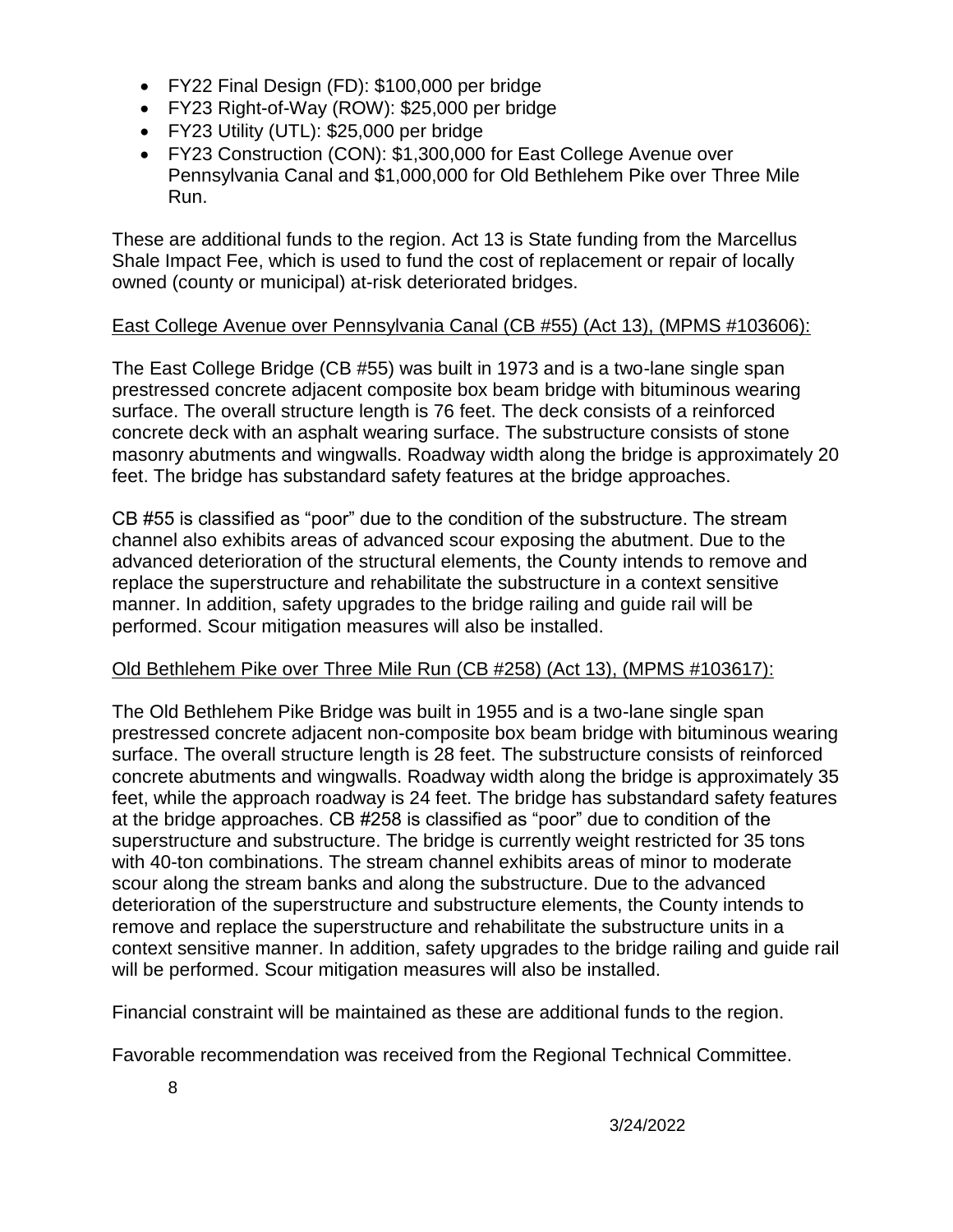- FY22 Final Design (FD): $100,000 per bridge
- FY23 Right-of-Way (ROW): $25,000 per bridge
- FY23 Utility (UTL): $25,000 per bridge
- FY23 Construction (CON): $1,300,000 for East College Avenue over Pennsylvania Canal and $1,000,000 for Old Bethlehem Pike over Three Mile Run.

These are additional funds to the region. Act 13 is State funding from the Marcellus Shale Impact Fee, which is used to fund the cost of replacement or repair of locally owned (county or municipal) at-risk deteriorated bridges.

<u>East College Avenue over Pennsylvania Canal (CB #55) (Act 13), (MPMS #103606):</u>

The East College Bridge (CB #55) was built in 1973 and is a two-lane single span prestressed concrete adjacent composite box beam bridge with bituminous wearing surface. The overall structure length is 76 feet. The deck consists of a reinforced concrete deck with an asphalt wearing surface. The substructure consists of stone masonry abutments and wingwalls. Roadway width along the bridge is approximately 20 feet. The bridge has substandard safety features at the bridge approaches.

CB #55 is classified as "poor" due to the condition of the substructure. The stream channel also exhibits areas of advanced scour exposing the abutment. Due to the advanced deterioration of the structural elements, the County intends to remove and replace the superstructure and rehabilitate the substructure in a context sensitive manner. In addition, safety upgrades to the bridge railing and guide rail will be performed. Scour mitigation measures will also be installed.

<u>Old Bethlehem Pike over Three Mile Run (CB #258) (Act 13), (MPMS #103617):</u>

The Old Bethlehem Pike Bridge was built in 1955 and is a two-lane single span prestressed concrete adjacent non-composite box beam bridge with bituminous wearing surface. The overall structure length is 28 feet. The substructure consists of reinforced concrete abutments and wingwalls. Roadway width along the bridge is approximately 35 feet, while the approach roadway is 24 feet. The bridge has substandard safety features at the bridge approaches. CB #258 is classified as "poor" due to condition of the superstructure and substructure. The bridge is currently weight restricted for 35 tons with 40-ton combinations. The stream channel exhibits areas of minor to moderate scour along the stream banks and along the substructure. Due to the advanced deterioration of the superstructure and substructure elements, the County intends to remove and replace the superstructure and rehabilitate the substructure units in a context sensitive manner. In addition, safety upgrades to the bridge railing and guide rail will be performed. Scour mitigation measures will also be installed.

Financial constraint will be maintained as these are additional funds to the region.

Favorable recommendation was received from the Regional Technical Committee.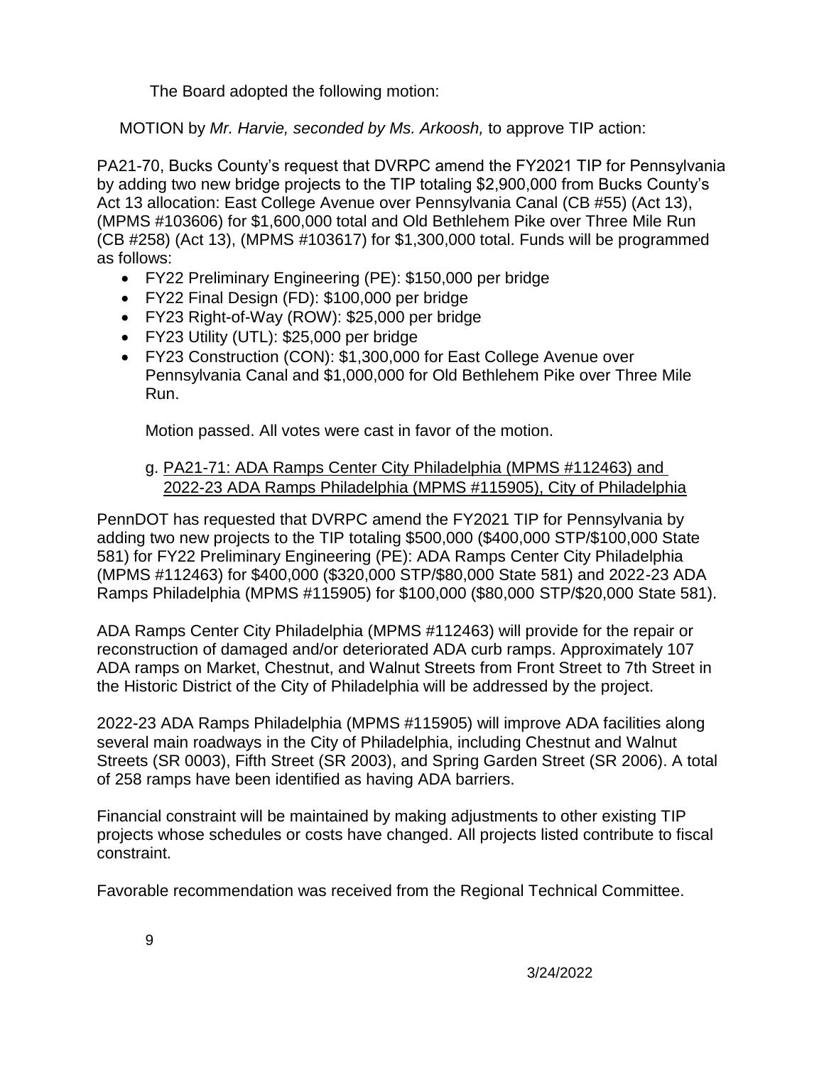The Board adopted the following motion:

MOTION by *Mr. Harvie, seconded by Ms. Arkoosh,* to approve TIP action:

PA21-70, Bucks County's request that DVRPC amend the FY2021 TIP for Pennsylvania by adding two new bridge projects to the TIP totaling $2,900,000 from Bucks County's Act 13 allocation: East College Avenue over Pennsylvania Canal (CB #55) (Act 13), (MPMS #103606) for $1,600,000 total and Old Bethlehem Pike over Three Mile Run (CB #258) (Act 13), (MPMS #103617) for $1,300,000 total. Funds will be programmed as follows:

- FY22 Preliminary Engineering (PE): $150,000 per bridge
- FY22 Final Design (FD): $100,000 per bridge
- FY23 Right-of-Way (ROW): $25,000 per bridge
- FY23 Utility (UTL): $25,000 per bridge
- FY23 Construction (CON): $1,300,000 for East College Avenue over Pennsylvania Canal and $1,000,000 for Old Bethlehem Pike over Three Mile Run.

Motion passed. All votes were cast in favor of the motion.

g. PA21-71: ADA Ramps Center City Philadelphia (MPMS #112463) and 2022-23 ADA Ramps Philadelphia (MPMS #115905), City of Philadelphia

PennDOT has requested that DVRPC amend the FY2021 TIP for Pennsylvania by adding two new projects to the TIP totaling $500,000 ($400,000 STP/$100,000 State 581) for FY22 Preliminary Engineering (PE): ADA Ramps Center City Philadelphia (MPMS #112463) for $400,000 ($320,000 STP/$80,000 State 581) and 2022-23 ADA Ramps Philadelphia (MPMS #115905) for $100,000 ($80,000 STP/$20,000 State 581).

ADA Ramps Center City Philadelphia (MPMS #112463) will provide for the repair or reconstruction of damaged and/or deteriorated ADA curb ramps. Approximately 107 ADA ramps on Market, Chestnut, and Walnut Streets from Front Street to 7th Street in the Historic District of the City of Philadelphia will be addressed by the project.

2022-23 ADA Ramps Philadelphia (MPMS #115905) will improve ADA facilities along several main roadways in the City of Philadelphia, including Chestnut and Walnut Streets (SR 0003), Fifth Street (SR 2003), and Spring Garden Street (SR 2006). A total of 258 ramps have been identified as having ADA barriers.

Financial constraint will be maintained by making adjustments to other existing TIP projects whose schedules or costs have changed. All projects listed contribute to fiscal constraint.

Favorable recommendation was received from the Regional Technical Committee.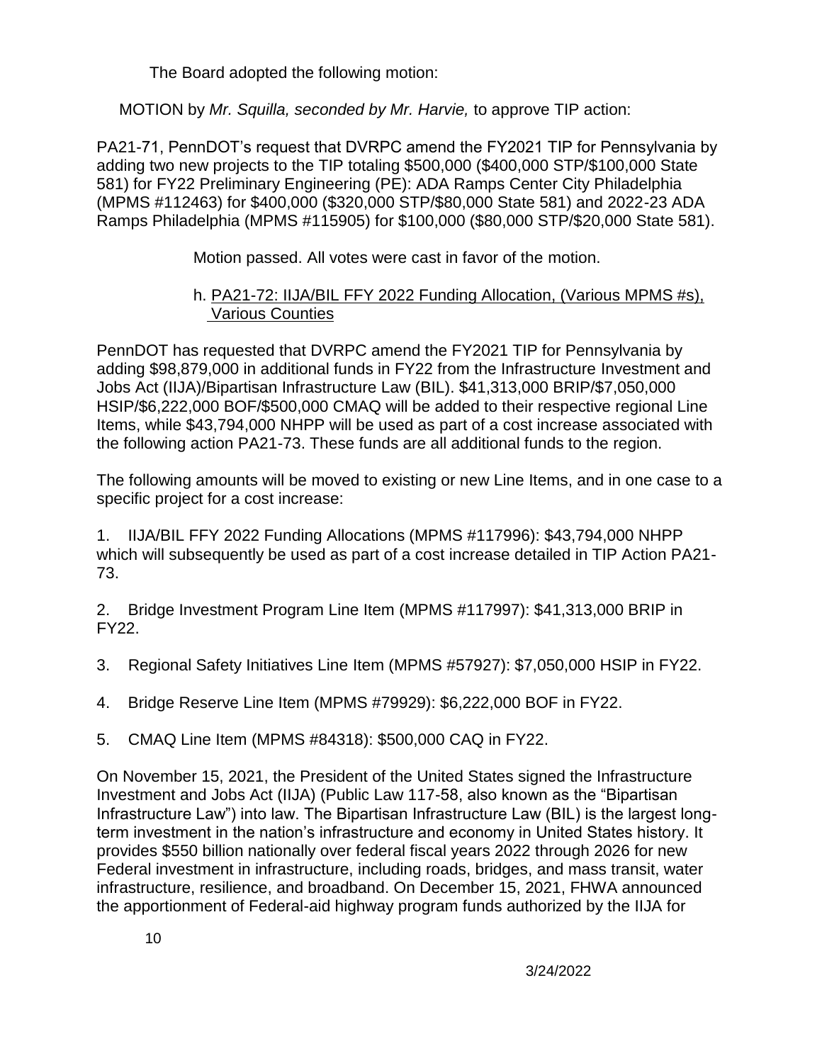The Board adopted the following motion:

MOTION by *Mr. Squilla, seconded by Mr. Harvie,* to approve TIP action:

PA21-71, PennDOT's request that DVRPC amend the FY2021 TIP for Pennsylvania by adding two new projects to the TIP totaling $500,000 ($400,000 STP/$100,000 State 581) for FY22 Preliminary Engineering (PE): ADA Ramps Center City Philadelphia (MPMS #112463) for $400,000 ($320,000 STP/$80,000 State 581) and 2022-23 ADA Ramps Philadelphia (MPMS #115905) for $100,000 ($80,000 STP/$20,000 State 581).

Motion passed. All votes were cast in favor of the motion.

h. <u>PA21-72: IIJA/BIL FFY 2022 Funding Allocation, (Various MPMS #s), Various Counties</u>

PennDOT has requested that DVRPC amend the FY2021 TIP for Pennsylvania by adding $98,879,000 in additional funds in FY22 from the Infrastructure Investment and Jobs Act (IIJA)/Bipartisan Infrastructure Law (BIL). $41,313,000 BRIP/$7,050,000 HSIP/$6,222,000 BOF/$500,000 CMAQ will be added to their respective regional Line Items, while $43,794,000 NHPP will be used as part of a cost increase associated with the following action PA21-73. These funds are all additional funds to the region.

The following amounts will be moved to existing or new Line Items, and in one case to a specific project for a cost increase:

1. IIJA/BIL FFY 2022 Funding Allocations (MPMS #117996): $43,794,000 NHPP which will subsequently be used as part of a cost increase detailed in TIP Action PA21-73.

2. Bridge Investment Program Line Item (MPMS #117997): $41,313,000 BRIP in FY22.

3. Regional Safety Initiatives Line Item (MPMS #57927): $7,050,000 HSIP in FY22.

4. Bridge Reserve Line Item (MPMS #79929): $6,222,000 BOF in FY22.

5. CMAQ Line Item (MPMS #84318): $500,000 CAQ in FY22.

On November 15, 2021, the President of the United States signed the Infrastructure Investment and Jobs Act (IIJA) (Public Law 117-58, also known as the "Bipartisan Infrastructure Law") into law. The Bipartisan Infrastructure Law (BIL) is the largest long-term investment in the nation's infrastructure and economy in United States history. It provides $550 billion nationally over federal fiscal years 2022 through 2026 for new Federal investment in infrastructure, including roads, bridges, and mass transit, water infrastructure, resilience, and broadband. On December 15, 2021, FHWA announced the apportionment of Federal-aid highway program funds authorized by the IIJA for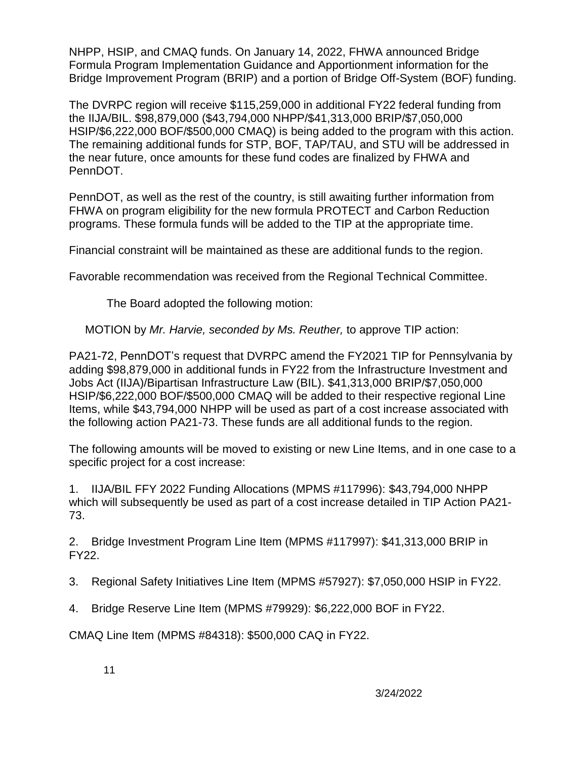NHPP, HSIP, and CMAQ funds. On January 14, 2022, FHWA announced Bridge Formula Program Implementation Guidance and Apportionment information for the Bridge Improvement Program (BRIP) and a portion of Bridge Off-System (BOF) funding.

The DVRPC region will receive $115,259,000 in additional FY22 federal funding from the IIJA/BIL. $98,879,000 ($43,794,000 NHPP/$41,313,000 BRIP/$7,050,000 HSIP/$6,222,000 BOF/$500,000 CMAQ) is being added to the program with this action. The remaining additional funds for STP, BOF, TAP/TAU, and STU will be addressed in the near future, once amounts for these fund codes are finalized by FHWA and PennDOT.

PennDOT, as well as the rest of the country, is still awaiting further information from FHWA on program eligibility for the new formula PROTECT and Carbon Reduction programs. These formula funds will be added to the TIP at the appropriate time.

Financial constraint will be maintained as these are additional funds to the region.

Favorable recommendation was received from the Regional Technical Committee.

The Board adopted the following motion:

MOTION by *Mr. Harvie, seconded by Ms. Reuther,* to approve TIP action:

PA21-72, PennDOT's request that DVRPC amend the FY2021 TIP for Pennsylvania by adding $98,879,000 in additional funds in FY22 from the Infrastructure Investment and Jobs Act (IIJA)/Bipartisan Infrastructure Law (BIL). $41,313,000 BRIP/$7,050,000 HSIP/$6,222,000 BOF/$500,000 CMAQ will be added to their respective regional Line Items, while $43,794,000 NHPP will be used as part of a cost increase associated with the following action PA21-73. These funds are all additional funds to the region.

The following amounts will be moved to existing or new Line Items, and in one case to a specific project for a cost increase:

1. IIJA/BIL FFY 2022 Funding Allocations (MPMS #117996): $43,794,000 NHPP which will subsequently be used as part of a cost increase detailed in TIP Action PA21-73.

2. Bridge Investment Program Line Item (MPMS #117997): $41,313,000 BRIP in FY22.

3. Regional Safety Initiatives Line Item (MPMS #57927): $7,050,000 HSIP in FY22.

4. Bridge Reserve Line Item (MPMS #79929): $6,222,000 BOF in FY22.

CMAQ Line Item (MPMS #84318): $500,000 CAQ in FY22.

3/24/2022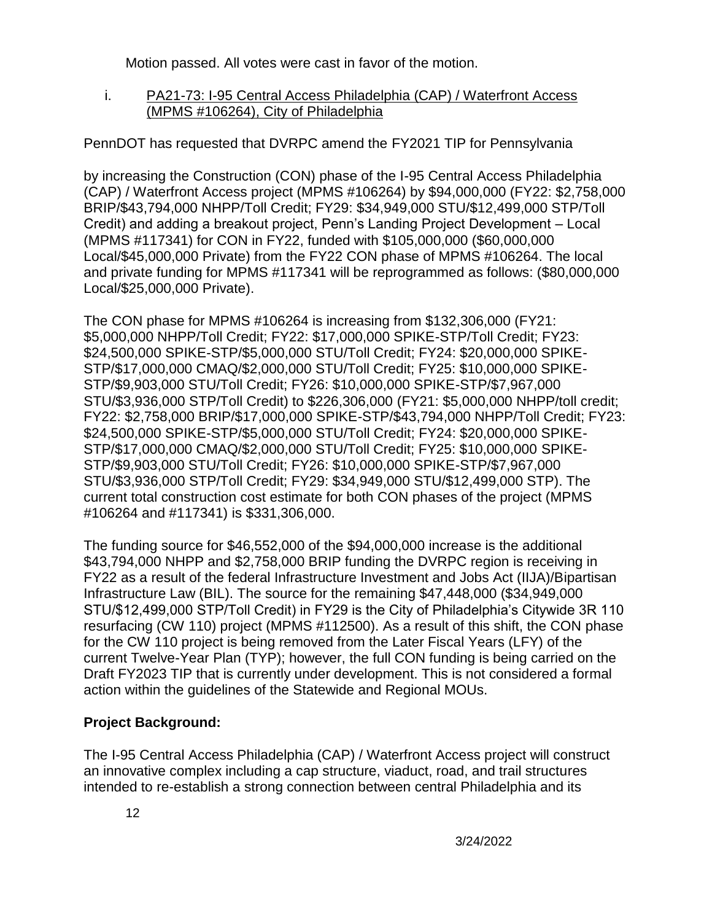Motion passed. All votes were cast in favor of the motion.

i. <u>PA21-73: I-95 Central Access Philadelphia (CAP) / Waterfront Access (MPMS #106264), City of Philadelphia</u>

PennDOT has requested that DVRPC amend the FY2021 TIP for Pennsylvania

by increasing the Construction (CON) phase of the I-95 Central Access Philadelphia (CAP) / Waterfront Access project (MPMS #106264) by $94,000,000 (FY22: $2,758,000 BRIP/$43,794,000 NHPP/Toll Credit; FY29: $34,949,000 STU/$12,499,000 STP/Toll Credit) and adding a breakout project, Penn's Landing Project Development – Local (MPMS #117341) for CON in FY22, funded with $105,000,000 ($60,000,000 Local/$45,000,000 Private) from the FY22 CON phase of MPMS #106264. The local and private funding for MPMS #117341 will be reprogrammed as follows: ($80,000,000 Local/$25,000,000 Private).

The CON phase for MPMS #106264 is increasing from $132,306,000 (FY21: $5,000,000 NHPP/Toll Credit; FY22: $17,000,000 SPIKE-STP/Toll Credit; FY23: $24,500,000 SPIKE-STP/$5,000,000 STU/Toll Credit; FY24: $20,000,000 SPIKE-STP/$17,000,000 CMAQ/$2,000,000 STU/Toll Credit; FY25: $10,000,000 SPIKE-STP/$9,903,000 STU/Toll Credit; FY26: $10,000,000 SPIKE-STP/$7,967,000 STU/$3,936,000 STP/Toll Credit) to $226,306,000 (FY21: $5,000,000 NHPP/toll credit; FY22: $2,758,000 BRIP/$17,000,000 SPIKE-STP/$43,794,000 NHPP/Toll Credit; FY23: $24,500,000 SPIKE-STP/$5,000,000 STU/Toll Credit; FY24: $20,000,000 SPIKE-STP/$17,000,000 CMAQ/$2,000,000 STU/Toll Credit; FY25: $10,000,000 SPIKE-STP/$9,903,000 STU/Toll Credit; FY26: $10,000,000 SPIKE-STP/$7,967,000 STU/$3,936,000 STP/Toll Credit; FY29: $34,949,000 STU/$12,499,000 STP). The current total construction cost estimate for both CON phases of the project (MPMS #106264 and #117341) is $331,306,000.

The funding source for $46,552,000 of the $94,000,000 increase is the additional $43,794,000 NHPP and $2,758,000 BRIP funding the DVRPC region is receiving in FY22 as a result of the federal Infrastructure Investment and Jobs Act (IIJA)/Bipartisan Infrastructure Law (BIL). The source for the remaining $47,448,000 ($34,949,000 STU/$12,499,000 STP/Toll Credit) in FY29 is the City of Philadelphia's Citywide 3R 110 resurfacing (CW 110) project (MPMS #112500). As a result of this shift, the CON phase for the CW 110 project is being removed from the Later Fiscal Years (LFY) of the current Twelve-Year Plan (TYP); however, the full CON funding is being carried on the Draft FY2023 TIP that is currently under development. This is not considered a formal action within the guidelines of the Statewide and Regional MOUs.

**Project Background:**

The I-95 Central Access Philadelphia (CAP) / Waterfront Access project will construct an innovative complex including a cap structure, viaduct, road, and trail structures intended to re-establish a strong connection between central Philadelphia and its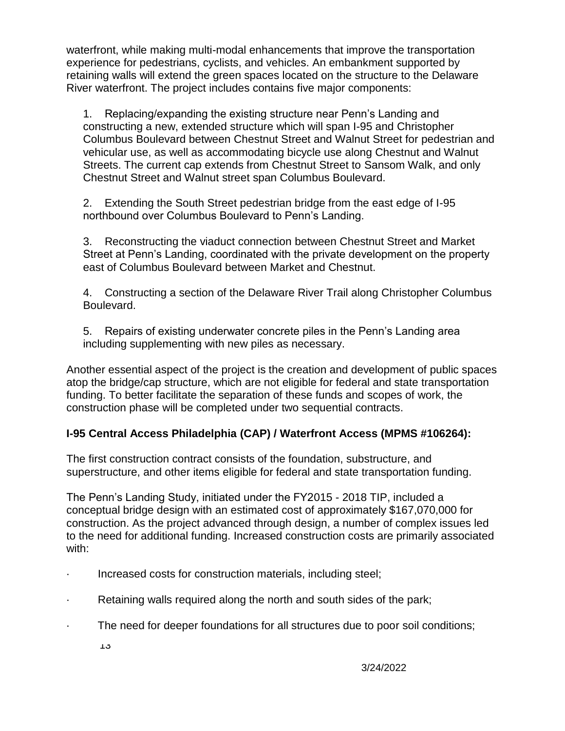waterfront, while making multi-modal enhancements that improve the transportation experience for pedestrians, cyclists, and vehicles. An embankment supported by retaining walls will extend the green spaces located on the structure to the Delaware River waterfront. The project includes contains five major components:

1. Replacing/expanding the existing structure near Penn's Landing and constructing a new, extended structure which will span I-95 and Christopher Columbus Boulevard between Chestnut Street and Walnut Street for pedestrian and vehicular use, as well as accommodating bicycle use along Chestnut and Walnut Streets. The current cap extends from Chestnut Street to Sansom Walk, and only Chestnut Street and Walnut street span Columbus Boulevard.

2. Extending the South Street pedestrian bridge from the east edge of I-95 northbound over Columbus Boulevard to Penn's Landing.

3. Reconstructing the viaduct connection between Chestnut Street and Market Street at Penn's Landing, coordinated with the private development on the property east of Columbus Boulevard between Market and Chestnut.

4. Constructing a section of the Delaware River Trail along Christopher Columbus Boulevard.

5. Repairs of existing underwater concrete piles in the Penn's Landing area including supplementing with new piles as necessary.

Another essential aspect of the project is the creation and development of public spaces atop the bridge/cap structure, which are not eligible for federal and state transportation funding. To better facilitate the separation of these funds and scopes of work, the construction phase will be completed under two sequential contracts.

**I-95 Central Access Philadelphia (CAP) / Waterfront Access (MPMS #106264):**

The first construction contract consists of the foundation, substructure, and superstructure, and other items eligible for federal and state transportation funding.

The Penn's Landing Study, initiated under the FY2015 - 2018 TIP, included a conceptual bridge design with an estimated cost of approximately $167,070,000 for construction. As the project advanced through design, a number of complex issues led to the need for additional funding. Increased construction costs are primarily associated with:

- Increased costs for construction materials, including steel;
- Retaining walls required along the north and south sides of the park;
- The need for deeper foundations for all structures due to poor soil conditions;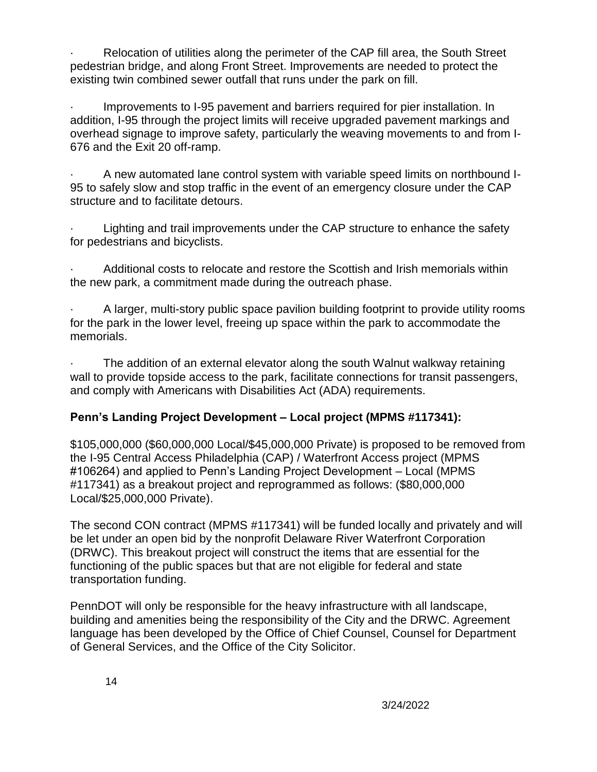- Relocation of utilities along the perimeter of the CAP fill area, the South Street pedestrian bridge, and along Front Street. Improvements are needed to protect the existing twin combined sewer outfall that runs under the park on fill.

- Improvements to I-95 pavement and barriers required for pier installation. In addition, I-95 through the project limits will receive upgraded pavement markings and overhead signage to improve safety, particularly the weaving movements to and from I-676 and the Exit 20 off-ramp.

- A new automated lane control system with variable speed limits on northbound I-95 to safely slow and stop traffic in the event of an emergency closure under the CAP structure and to facilitate detours.

- Lighting and trail improvements under the CAP structure to enhance the safety for pedestrians and bicyclists.

- Additional costs to relocate and restore the Scottish and Irish memorials within the new park, a commitment made during the outreach phase.

- A larger, multi-story public space pavilion building footprint to provide utility rooms for the park in the lower level, freeing up space within the park to accommodate the memorials.

- The addition of an external elevator along the south Walnut walkway retaining wall to provide topside access to the park, facilitate connections for transit passengers, and comply with Americans with Disabilities Act (ADA) requirements.

**Penn's Landing Project Development – Local project (MPMS #117341):**

$105,000,000 ($60,000,000 Local/$45,000,000 Private) is proposed to be removed from the I-95 Central Access Philadelphia (CAP) / Waterfront Access project (MPMS #106264) and applied to Penn's Landing Project Development – Local (MPMS #117341) as a breakout project and reprogrammed as follows: ($80,000,000 Local/$25,000,000 Private).

The second CON contract (MPMS #117341) will be funded locally and privately and will be let under an open bid by the nonprofit Delaware River Waterfront Corporation (DRWC). This breakout project will construct the items that are essential for the functioning of the public spaces but that are not eligible for federal and state transportation funding.

PennDOT will only be responsible for the heavy infrastructure with all landscape, building and amenities being the responsibility of the City and the DRWC. Agreement language has been developed by the Office of Chief Counsel, Counsel for Department of General Services, and the Office of the City Solicitor.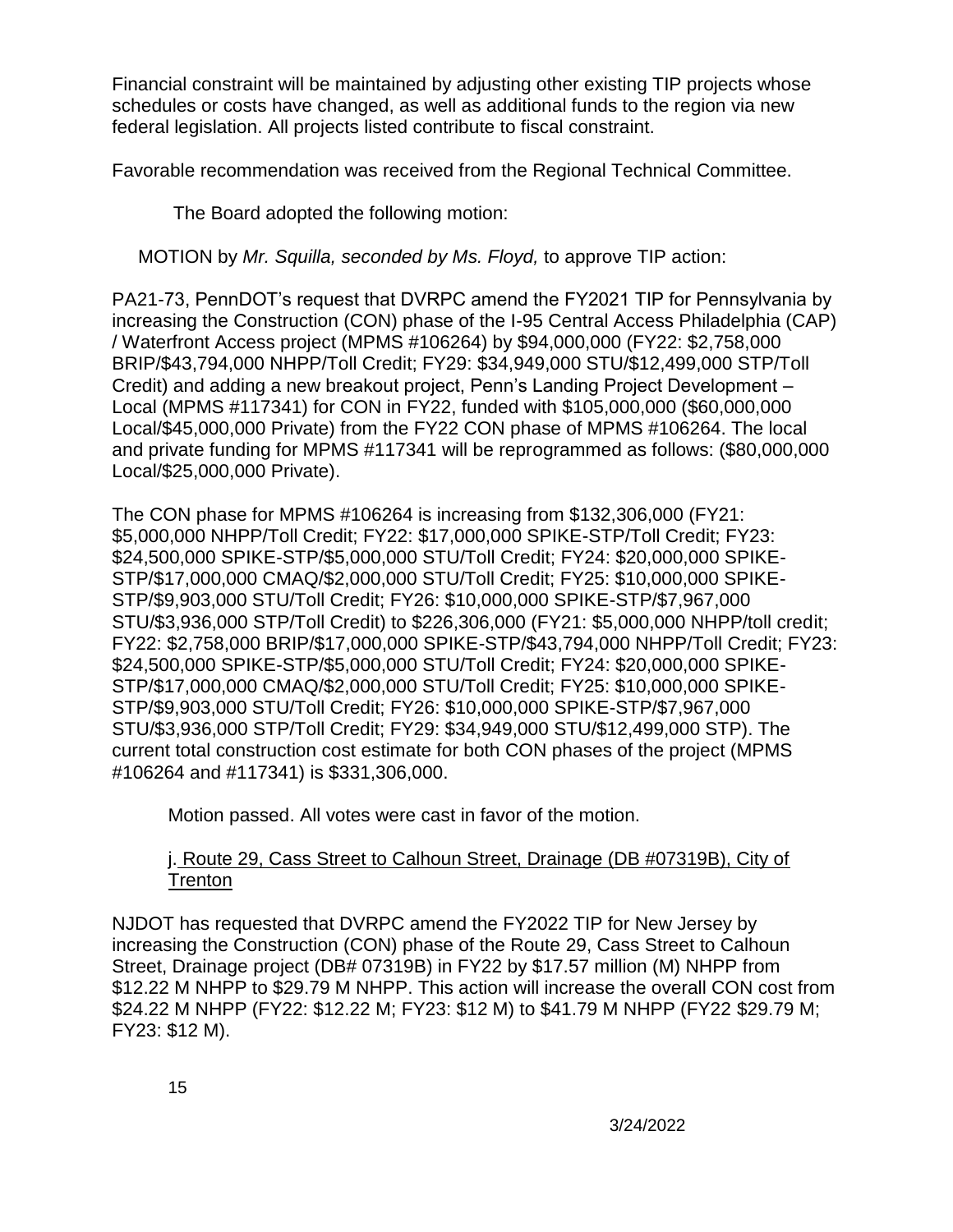Financial constraint will be maintained by adjusting other existing TIP projects whose schedules or costs have changed, as well as additional funds to the region via new federal legislation. All projects listed contribute to fiscal constraint.

Favorable recommendation was received from the Regional Technical Committee.

The Board adopted the following motion:

MOTION by *Mr. Squilla, seconded by Ms. Floyd,* to approve TIP action:

PA21-73, PennDOT's request that DVRPC amend the FY2021 TIP for Pennsylvania by increasing the Construction (CON) phase of the I-95 Central Access Philadelphia (CAP) / Waterfront Access project (MPMS #106264) by $94,000,000 (FY22: $2,758,000 BRIP/$43,794,000 NHPP/Toll Credit; FY29: $34,949,000 STU/$12,499,000 STP/Toll Credit) and adding a new breakout project, Penn's Landing Project Development – Local (MPMS #117341) for CON in FY22, funded with $105,000,000 ($60,000,000 Local/$45,000,000 Private) from the FY22 CON phase of MPMS #106264. The local and private funding for MPMS #117341 will be reprogrammed as follows: ($80,000,000 Local/$25,000,000 Private).

The CON phase for MPMS #106264 is increasing from $132,306,000 (FY21: $5,000,000 NHPP/Toll Credit; FY22: $17,000,000 SPIKE-STP/Toll Credit; FY23: $24,500,000 SPIKE-STP/$5,000,000 STU/Toll Credit; FY24: $20,000,000 SPIKE-STP/$17,000,000 CMAQ/$2,000,000 STU/Toll Credit; FY25: $10,000,000 SPIKE-STP/$9,903,000 STU/Toll Credit; FY26: $10,000,000 SPIKE-STP/$7,967,000 STU/$3,936,000 STP/Toll Credit) to $226,306,000 (FY21: $5,000,000 NHPP/toll credit; FY22: $2,758,000 BRIP/$17,000,000 SPIKE-STP/$43,794,000 NHPP/Toll Credit; FY23: $24,500,000 SPIKE-STP/$5,000,000 STU/Toll Credit; FY24: $20,000,000 SPIKE-STP/$17,000,000 CMAQ/$2,000,000 STU/Toll Credit; FY25: $10,000,000 SPIKE-STP/$9,903,000 STU/Toll Credit; FY26: $10,000,000 SPIKE-STP/$7,967,000 STU/$3,936,000 STP/Toll Credit; FY29: $34,949,000 STU/$12,499,000 STP). The current total construction cost estimate for both CON phases of the project (MPMS #106264 and #117341) is $331,306,000.

Motion passed. All votes were cast in favor of the motion.

<u>j. Route 29, Cass Street to Calhoun Street, Drainage (DB #07319B), City of Trenton</u>

NJDOT has requested that DVRPC amend the FY2022 TIP for New Jersey by increasing the Construction (CON) phase of the Route 29, Cass Street to Calhoun Street, Drainage project (DB# 07319B) in FY22 by $17.57 million (M) NHPP from $12.22 M NHPP to $29.79 M NHPP. This action will increase the overall CON cost from $24.22 M NHPP (FY22: $12.22 M; FY23: $12 M) to $41.79 M NHPP (FY22 $29.79 M; FY23: $12 M).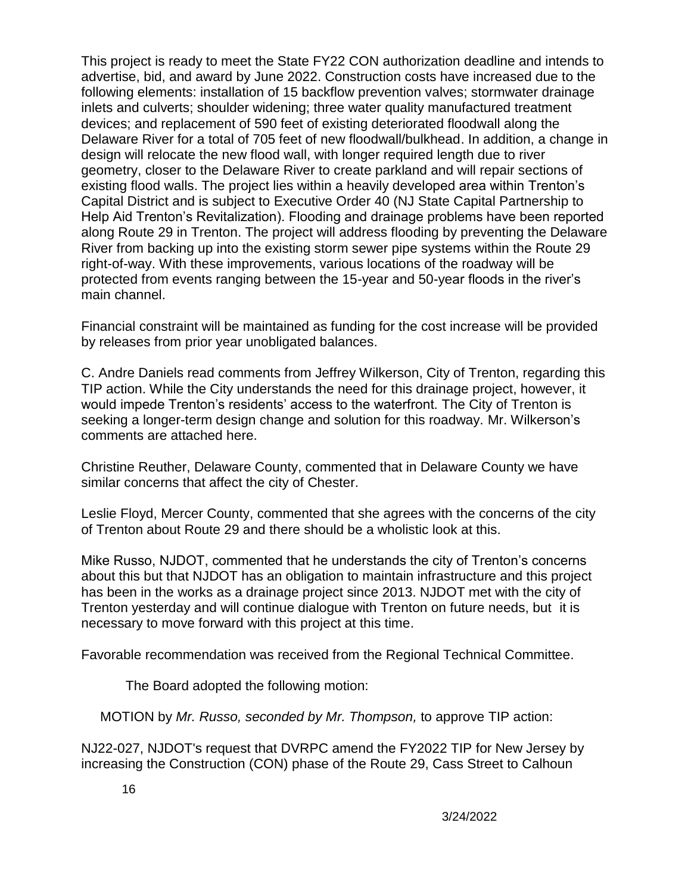This project is ready to meet the State FY22 CON authorization deadline and intends to advertise, bid, and award by June 2022. Construction costs have increased due to the following elements: installation of 15 backflow prevention valves; stormwater drainage inlets and culverts; shoulder widening; three water quality manufactured treatment devices; and replacement of 590 feet of existing deteriorated floodwall along the Delaware River for a total of 705 feet of new floodwall/bulkhead. In addition, a change in design will relocate the new flood wall, with longer required length due to river geometry, closer to the Delaware River to create parkland and will repair sections of existing flood walls. The project lies within a heavily developed area within Trenton's Capital District and is subject to Executive Order 40 (NJ State Capital Partnership to Help Aid Trenton's Revitalization). Flooding and drainage problems have been reported along Route 29 in Trenton. The project will address flooding by preventing the Delaware River from backing up into the existing storm sewer pipe systems within the Route 29 right-of-way. With these improvements, various locations of the roadway will be protected from events ranging between the 15-year and 50-year floods in the river's main channel.

Financial constraint will be maintained as funding for the cost increase will be provided by releases from prior year unobligated balances.

C. Andre Daniels read comments from Jeffrey Wilkerson, City of Trenton, regarding this TIP action. While the City understands the need for this drainage project, however, it would impede Trenton's residents' access to the waterfront. The City of Trenton is seeking a longer-term design change and solution for this roadway. Mr. Wilkerson's comments are attached here.

Christine Reuther, Delaware County, commented that in Delaware County we have similar concerns that affect the city of Chester.

Leslie Floyd, Mercer County, commented that she agrees with the concerns of the city of Trenton about Route 29 and there should be a wholistic look at this.

Mike Russo, NJDOT, commented that he understands the city of Trenton's concerns about this but that NJDOT has an obligation to maintain infrastructure and this project has been in the works as a drainage project since 2013. NJDOT met with the city of Trenton yesterday and will continue dialogue with Trenton on future needs, but it is necessary to move forward with this project at this time.

Favorable recommendation was received from the Regional Technical Committee.

The Board adopted the following motion:

MOTION by *Mr. Russo, seconded by Mr. Thompson,* to approve TIP action:

NJ22-027, NJDOT's request that DVRPC amend the FY2022 TIP for New Jersey by increasing the Construction (CON) phase of the Route 29, Cass Street to Calhoun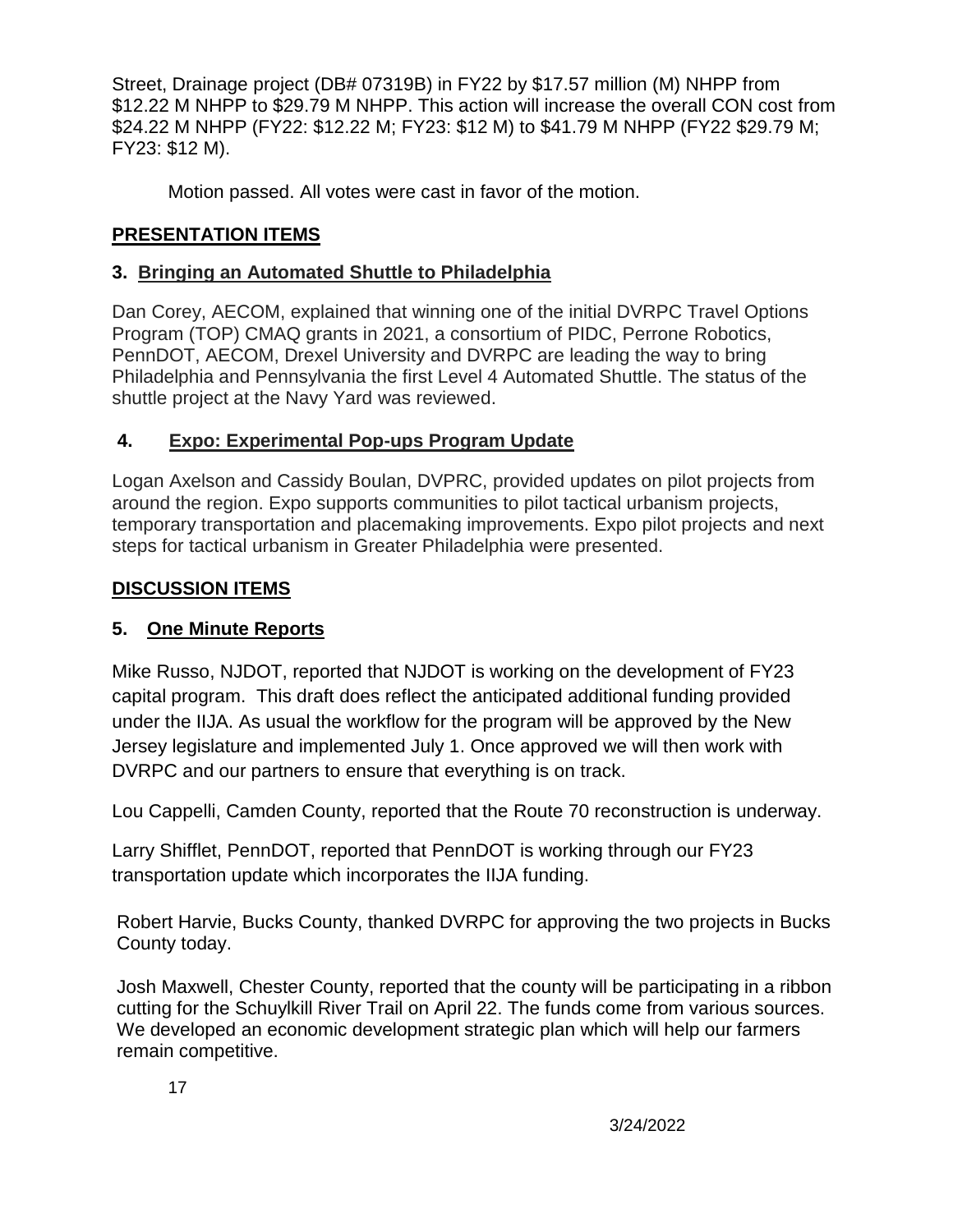Street, Drainage project (DB# 07319B) in FY22 by $17.57 million (M) NHPP from $12.22 M NHPP to $29.79 M NHPP. This action will increase the overall CON cost from $24.22 M NHPP (FY22: $12.22 M; FY23: $12 M) to $41.79 M NHPP (FY22 $29.79 M; FY23: $12 M).

Motion passed. All votes were cast in favor of the motion.

## PRESENTATION ITEMS

### 3. Bringing an Automated Shuttle to Philadelphia

Dan Corey, AECOM, explained that winning one of the initial DVRPC Travel Options Program (TOP) CMAQ grants in 2021, a consortium of PIDC, Perrone Robotics, PennDOT, AECOM, Drexel University and DVRPC are leading the way to bring Philadelphia and Pennsylvania the first Level 4 Automated Shuttle. The status of the shuttle project at the Navy Yard was reviewed.

### 4. Expo: Experimental Pop-ups Program Update

Logan Axelson and Cassidy Boulan, DVPRC, provided updates on pilot projects from around the region. Expo supports communities to pilot tactical urbanism projects, temporary transportation and placemaking improvements. Expo pilot projects and next steps for tactical urbanism in Greater Philadelphia were presented.

## DISCUSSION ITEMS

### 5. One Minute Reports

Mike Russo, NJDOT, reported that NJDOT is working on the development of FY23 capital program. This draft does reflect the anticipated additional funding provided under the IIJA. As usual the workflow for the program will be approved by the New Jersey legislature and implemented July 1. Once approved we will then work with DVRPC and our partners to ensure that everything is on track.

Lou Cappelli, Camden County, reported that the Route 70 reconstruction is underway.

Larry Shifflet, PennDOT, reported that PennDOT is working through our FY23 transportation update which incorporates the IIJA funding.

Robert Harvie, Bucks County, thanked DVRPC for approving the two projects in Bucks County today.

Josh Maxwell, Chester County, reported that the county will be participating in a ribbon cutting for the Schuylkill River Trail on April 22. The funds come from various sources. We developed an economic development strategic plan which will help our farmers remain competitive.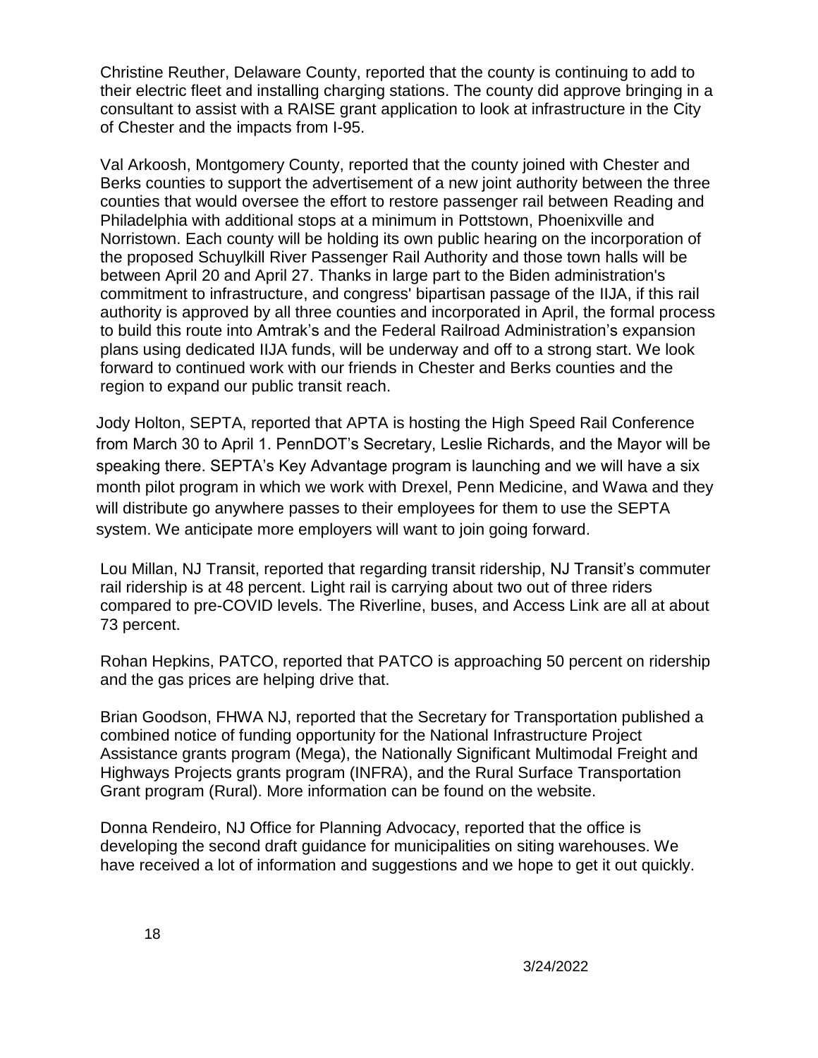Christine Reuther, Delaware County, reported that the county is continuing to add to their electric fleet and installing charging stations. The county did approve bringing in a consultant to assist with a RAISE grant application to look at infrastructure in the City of Chester and the impacts from I-95.

Val Arkoosh, Montgomery County, reported that the county joined with Chester and Berks counties to support the advertisement of a new joint authority between the three counties that would oversee the effort to restore passenger rail between Reading and Philadelphia with additional stops at a minimum in Pottstown, Phoenixville and Norristown. Each county will be holding its own public hearing on the incorporation of the proposed Schuylkill River Passenger Rail Authority and those town halls will be between April 20 and April 27. Thanks in large part to the Biden administration's commitment to infrastructure, and congress' bipartisan passage of the IIJA, if this rail authority is approved by all three counties and incorporated in April, the formal process to build this route into Amtrak's and the Federal Railroad Administration's expansion plans using dedicated IIJA funds, will be underway and off to a strong start. We look forward to continued work with our friends in Chester and Berks counties and the region to expand our public transit reach.

Jody Holton, SEPTA, reported that APTA is hosting the High Speed Rail Conference from March 30 to April 1. PennDOT's Secretary, Leslie Richards, and the Mayor will be speaking there. SEPTA's Key Advantage program is launching and we will have a six month pilot program in which we work with Drexel, Penn Medicine, and Wawa and they will distribute go anywhere passes to their employees for them to use the SEPTA system. We anticipate more employers will want to join going forward.

Lou Millan, NJ Transit, reported that regarding transit ridership, NJ Transit's commuter rail ridership is at 48 percent. Light rail is carrying about two out of three riders compared to pre-COVID levels. The Riverline, buses, and Access Link are all at about 73 percent.

Rohan Hepkins, PATCO, reported that PATCO is approaching 50 percent on ridership and the gas prices are helping drive that.

Brian Goodson, FHWA NJ, reported that the Secretary for Transportation published a combined notice of funding opportunity for the National Infrastructure Project Assistance grants program (Mega), the Nationally Significant Multimodal Freight and Highways Projects grants program (INFRA), and the Rural Surface Transportation Grant program (Rural). More information can be found on the website.

Donna Rendeiro, NJ Office for Planning Advocacy, reported that the office is developing the second draft guidance for municipalities on siting warehouses. We have received a lot of information and suggestions and we hope to get it out quickly.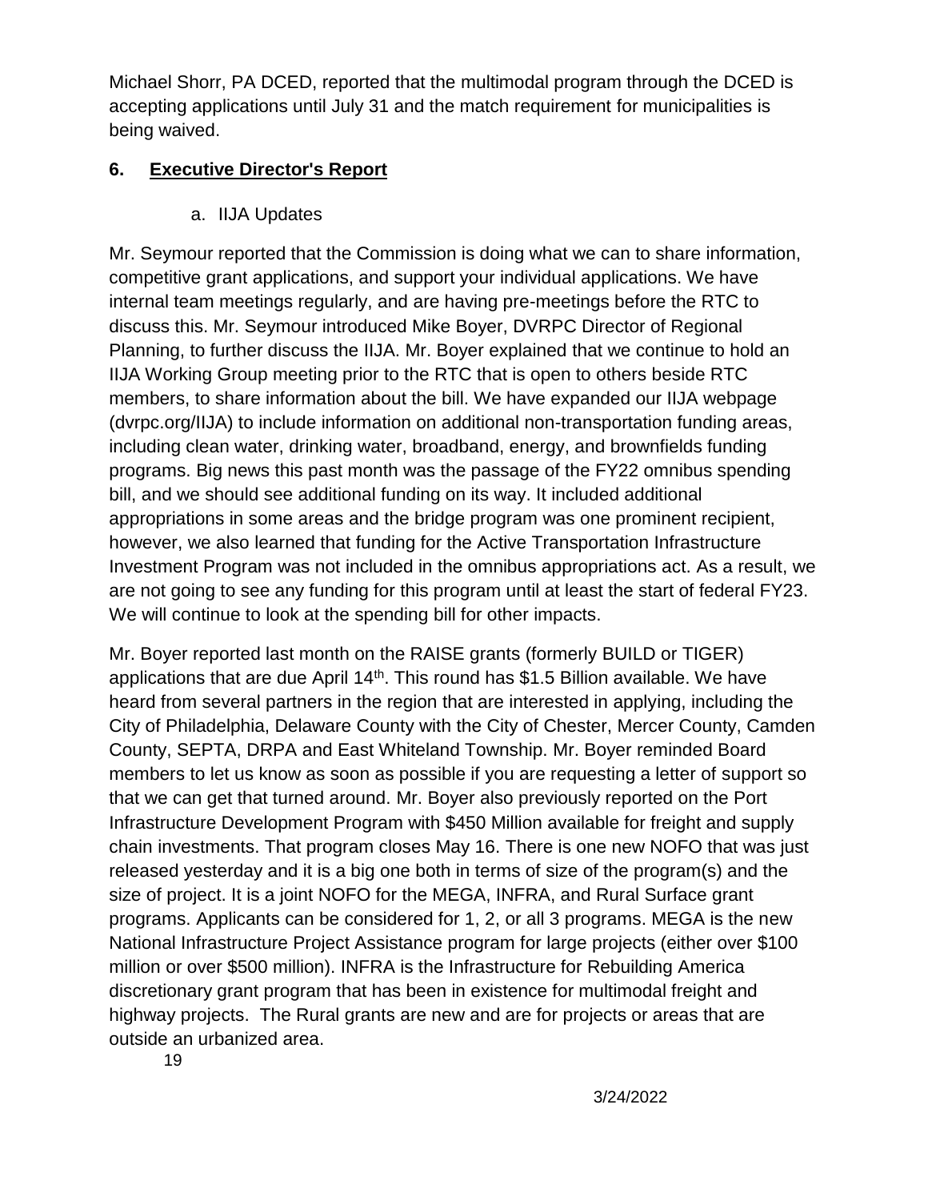Michael Shorr, PA DCED, reported that the multimodal program through the DCED is accepting applications until July 31 and the match requirement for municipalities is being waived.

## 6. Executive Director's Report

a. IIJA Updates

Mr. Seymour reported that the Commission is doing what we can to share information, competitive grant applications, and support your individual applications. We have internal team meetings regularly, and are having pre-meetings before the RTC to discuss this. Mr. Seymour introduced Mike Boyer, DVRPC Director of Regional Planning, to further discuss the IIJA. Mr. Boyer explained that we continue to hold an IIJA Working Group meeting prior to the RTC that is open to others beside RTC members, to share information about the bill. We have expanded our IIJA webpage (dvrpc.org/IIJA) to include information on additional non-transportation funding areas, including clean water, drinking water, broadband, energy, and brownfields funding programs. Big news this past month was the passage of the FY22 omnibus spending bill, and we should see additional funding on its way. It included additional appropriations in some areas and the bridge program was one prominent recipient, however, we also learned that funding for the Active Transportation Infrastructure Investment Program was not included in the omnibus appropriations act. As a result, we are not going to see any funding for this program until at least the start of federal FY23. We will continue to look at the spending bill for other impacts.

Mr. Boyer reported last month on the RAISE grants (formerly BUILD or TIGER) applications that are due April 14th. This round has $1.5 Billion available. We have heard from several partners in the region that are interested in applying, including the City of Philadelphia, Delaware County with the City of Chester, Mercer County, Camden County, SEPTA, DRPA and East Whiteland Township. Mr. Boyer reminded Board members to let us know as soon as possible if you are requesting a letter of support so that we can get that turned around. Mr. Boyer also previously reported on the Port Infrastructure Development Program with $450 Million available for freight and supply chain investments. That program closes May 16. There is one new NOFO that was just released yesterday and it is a big one both in terms of size of the program(s) and the size of project. It is a joint NOFO for the MEGA, INFRA, and Rural Surface grant programs. Applicants can be considered for 1, 2, or all 3 programs. MEGA is the new National Infrastructure Project Assistance program for large projects (either over $100 million or over $500 million). INFRA is the Infrastructure for Rebuilding America discretionary grant program that has been in existence for multimodal freight and highway projects. The Rural grants are new and are for projects or areas that are outside an urbanized area.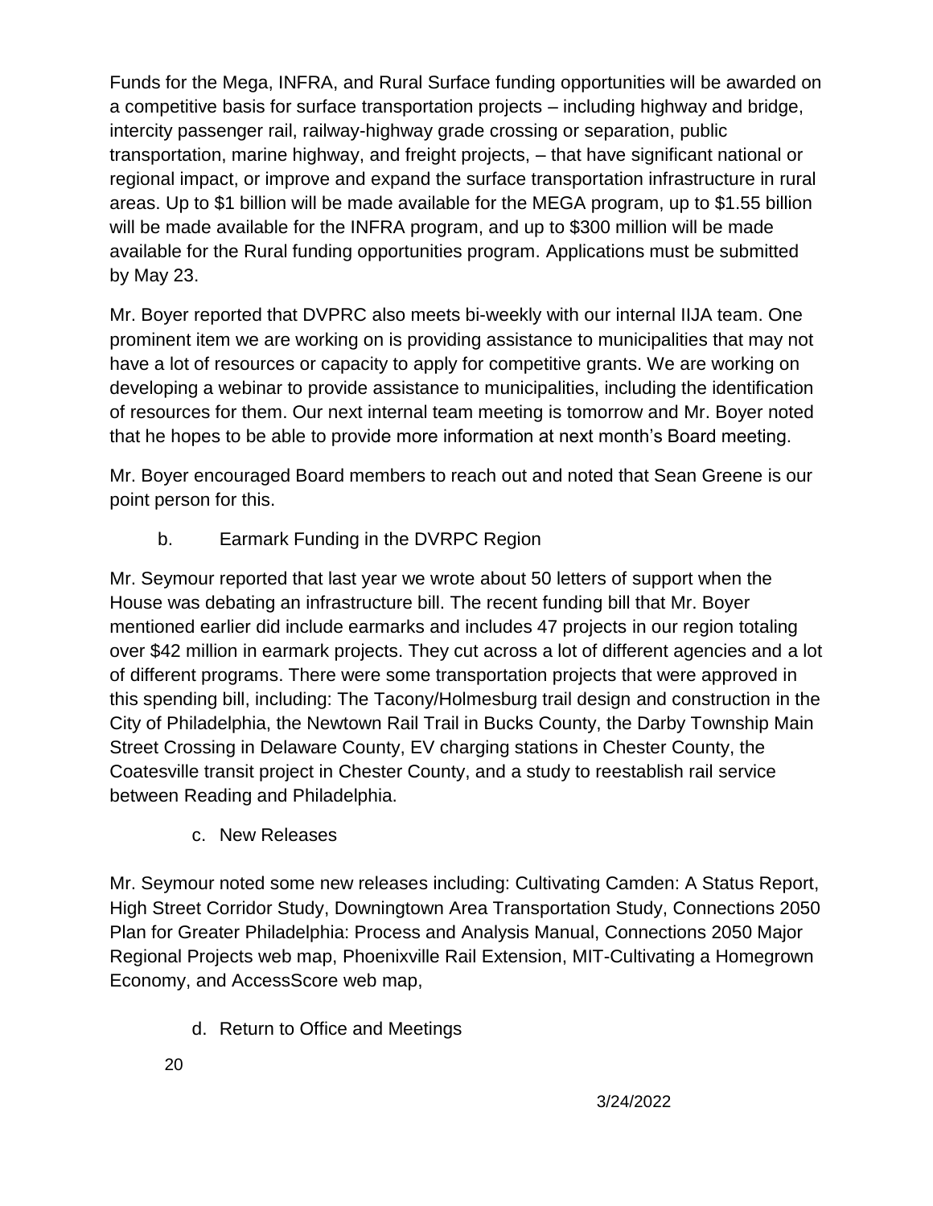Funds for the Mega, INFRA, and Rural Surface funding opportunities will be awarded on a competitive basis for surface transportation projects – including highway and bridge, intercity passenger rail, railway-highway grade crossing or separation, public transportation, marine highway, and freight projects, – that have significant national or regional impact, or improve and expand the surface transportation infrastructure in rural areas. Up to $1 billion will be made available for the MEGA program, up to $1.55 billion will be made available for the INFRA program, and up to $300 million will be made available for the Rural funding opportunities program. Applications must be submitted by May 23.

Mr. Boyer reported that DVPRC also meets bi-weekly with our internal IIJA team. One prominent item we are working on is providing assistance to municipalities that may not have a lot of resources or capacity to apply for competitive grants. We are working on developing a webinar to provide assistance to municipalities, including the identification of resources for them. Our next internal team meeting is tomorrow and Mr. Boyer noted that he hopes to be able to provide more information at next month's Board meeting.

Mr. Boyer encouraged Board members to reach out and noted that Sean Greene is our point person for this.

b. Earmark Funding in the DVRPC Region

Mr. Seymour reported that last year we wrote about 50 letters of support when the House was debating an infrastructure bill. The recent funding bill that Mr. Boyer mentioned earlier did include earmarks and includes 47 projects in our region totaling over $42 million in earmark projects. They cut across a lot of different agencies and a lot of different programs. There were some transportation projects that were approved in this spending bill, including: The Tacony/Holmesburg trail design and construction in the City of Philadelphia, the Newtown Rail Trail in Bucks County, the Darby Township Main Street Crossing in Delaware County, EV charging stations in Chester County, the Coatesville transit project in Chester County, and a study to reestablish rail service between Reading and Philadelphia.

c. New Releases

Mr. Seymour noted some new releases including: Cultivating Camden: A Status Report, High Street Corridor Study, Downingtown Area Transportation Study, Connections 2050 Plan for Greater Philadelphia: Process and Analysis Manual, Connections 2050 Major Regional Projects web map, Phoenixville Rail Extension, MIT-Cultivating a Homegrown Economy, and AccessScore web map,

d. Return to Office and Meetings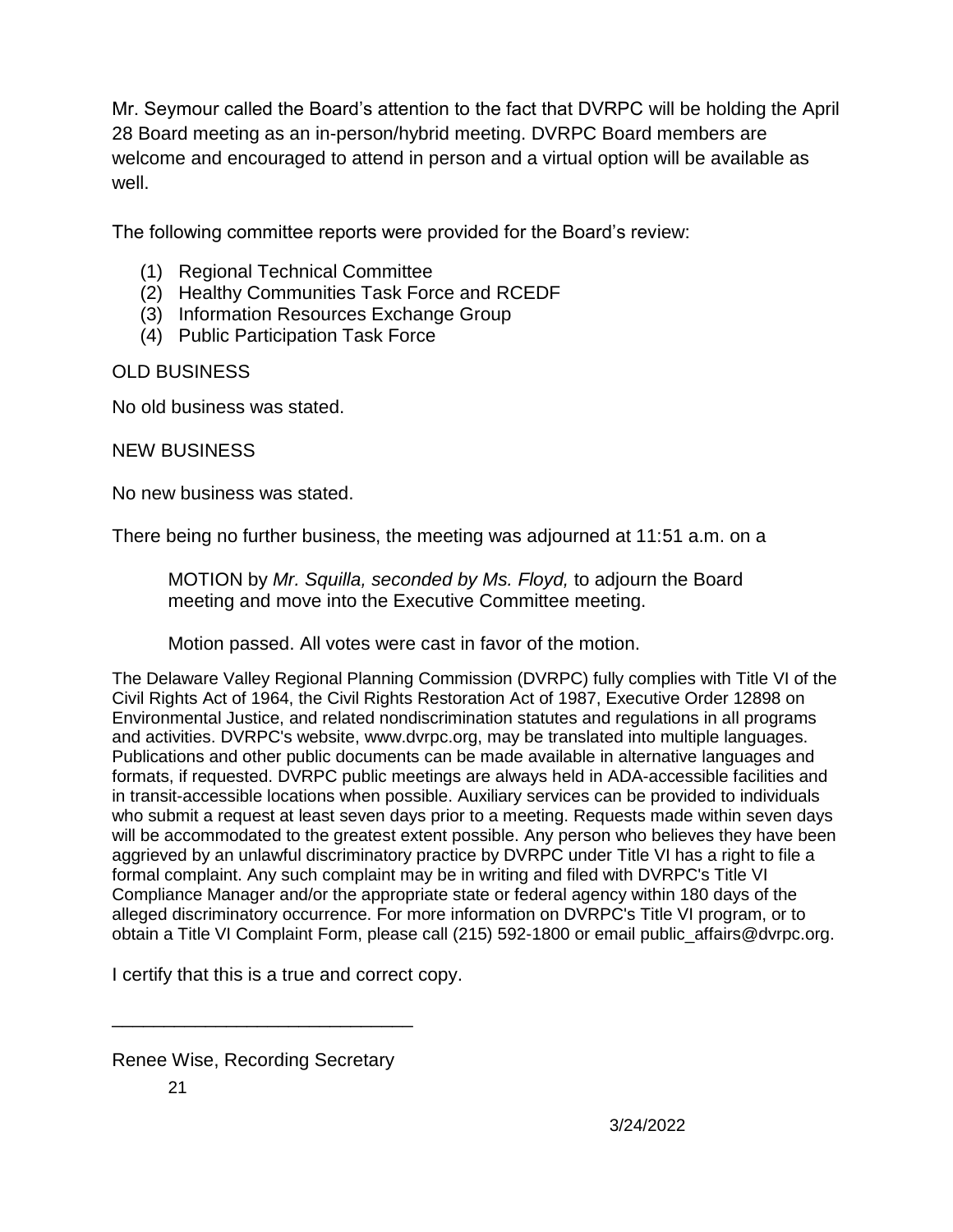Mr. Seymour called the Board's attention to the fact that DVRPC will be holding the April 28 Board meeting as an in-person/hybrid meeting. DVRPC Board members are welcome and encouraged to attend in person and a virtual option will be available as well.

The following committee reports were provided for the Board's review:

(1) Regional Technical Committee
(2) Healthy Communities Task Force and RCEDF
(3) Information Resources Exchange Group
(4) Public Participation Task Force

OLD BUSINESS

No old business was stated.

NEW BUSINESS

No new business was stated.

There being no further business, the meeting was adjourned at 11:51 a.m. on a

> MOTION by *Mr. Squilla, seconded by Ms. Floyd,* to adjourn the Board meeting and move into the Executive Committee meeting.
>
> Motion passed. All votes were cast in favor of the motion.

The Delaware Valley Regional Planning Commission (DVRPC) fully complies with Title VI of the Civil Rights Act of 1964, the Civil Rights Restoration Act of 1987, Executive Order 12898 on Environmental Justice, and related nondiscrimination statutes and regulations in all programs and activities. DVRPC's website, www.dvrpc.org, may be translated into multiple languages. Publications and other public documents can be made available in alternative languages and formats, if requested. DVRPC public meetings are always held in ADA-accessible facilities and in transit-accessible locations when possible. Auxiliary services can be provided to individuals who submit a request at least seven days prior to a meeting. Requests made within seven days will be accommodated to the greatest extent possible. Any person who believes they have been aggrieved by an unlawful discriminatory practice by DVRPC under Title VI has a right to file a formal complaint. Any such complaint may be in writing and filed with DVRPC's Title VI Compliance Manager and/or the appropriate state or federal agency within 180 days of the alleged discriminatory occurrence. For more information on DVRPC's Title VI program, or to obtain a Title VI Complaint Form, please call (215) 592-1800 or email public_affairs@dvrpc.org.

I certify that this is a true and correct copy.

______________________________

Renee Wise, Recording Secretary

3/24/2022